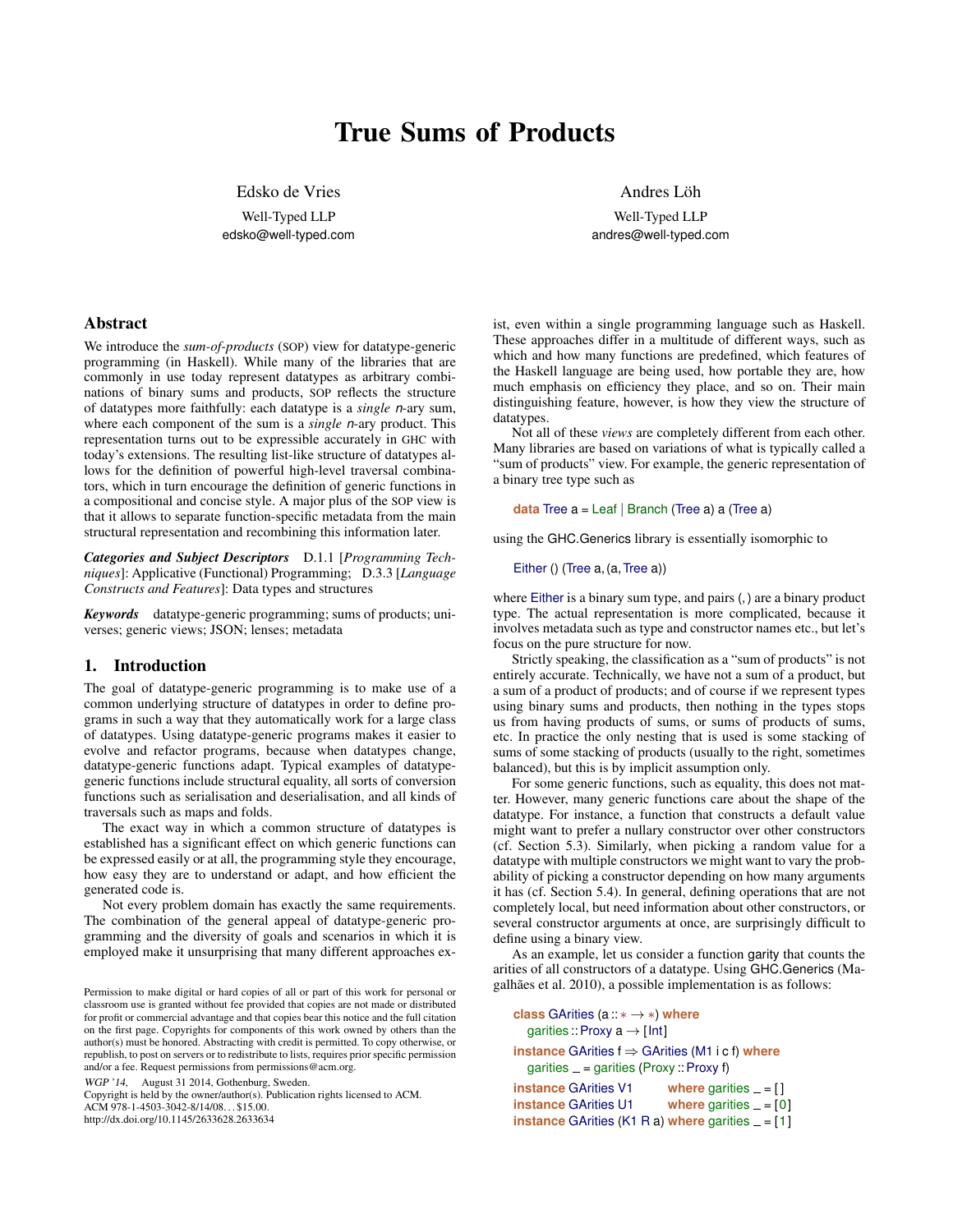# True Sums of Products

Edsko de Vries
Well-Typed LLP
edsko@well-typed.com

Andres Löh
Well-Typed LLP
andres@well-typed.com

## Abstract

We introduce the *sum-of-products* (SOP) view for datatype-generic programming (in Haskell). While many of the libraries that are commonly in use today represent datatypes as arbitrary combinations of binary sums and products, SOP reflects the structure of datatypes more faithfully: each datatype is a *single* $n$-ary sum, where each component of the sum is a *single* $n$-ary product. This representation turns out to be expressible accurately in GHC with today's extensions. The resulting list-like structure of datatypes allows for the definition of powerful high-level traversal combinators, which in turn encourage the definition of generic functions in a compositional and concise style. A major plus of the SOP view is that it allows to separate function-specific metadata from the main structural representation and recombining this information later.

***Categories and Subject Descriptors*** D.1.1 [*Programming Techniques*]: Applicative (Functional) Programming; D.3.3 [*Language Constructs and Features*]: Data types and structures

***Keywords*** datatype-generic programming; sums of products; universes; generic views; JSON; lenses; metadata

## 1. Introduction

The goal of datatype-generic programming is to make use of a common underlying structure of datatypes in order to define programs in such a way that they automatically work for a large class of datatypes. Using datatype-generic programs makes it easier to evolve and refactor programs, because when datatypes change, datatype-generic functions adapt. Typical examples of datatype-generic functions include structural equality, all sorts of conversion functions such as serialisation and deserialisation, and all kinds of traversals such as maps and folds.

The exact way in which a common structure of datatypes is established has a significant effect on which generic functions can be expressed easily or at all, the programming style they encourage, how easy they are to understand or adapt, and how efficient the generated code is.

Not every problem domain has exactly the same requirements. The combination of the general appeal of datatype-generic programming and the diversity of goals and scenarios in which it is employed make it unsurprising that many different approaches exist, even within a single programming language such as Haskell. These approaches differ in a multitude of different ways, such as which and how many functions are predefined, which features of the Haskell language are being used, how portable they are, how much emphasis on efficiency they place, and so on. Their main distinguishing feature, however, is how they view the structure of datatypes.

Not all of these *views* are completely different from each other. Many libraries are based on variations of what is typically called a "sum of products" view. For example, the generic representation of a binary tree type such as

```
data Tree a = Leaf | Branch (Tree a) a (Tree a)
```

using the GHC.Generics library is essentially isomorphic to

```
Either () (Tree a, (a, Tree a))
```

where Either is a binary sum type, and pairs (,) are a binary product type. The actual representation is more complicated, because it involves metadata such as type and constructor names etc., but let's focus on the pure structure for now.

Strictly speaking, the classification as a "sum of products" is not entirely accurate. Technically, we have not a sum of a product, but a sum of a product of products; and of course if we represent types using binary sums and products, then nothing in the types stops us from having products of sums, or sums of products of sums, etc. In practice the only nesting that is used is some stacking of sums of some stacking of products (usually to the right, sometimes balanced), but this is by implicit assumption only.

For some generic functions, such as equality, this does not matter. However, many generic functions care about the shape of the datatype. For instance, a function that constructs a default value might want to prefer a nullary constructor over other constructors (cf. Section 5.3). Similarly, when picking a random value for a datatype with multiple constructors we might want to vary the probability of picking a constructor depending on how many arguments it has (cf. Section 5.4). In general, defining operations that are not completely local, but need information about other constructors, or several constructor arguments at once, are surprisingly difficult to define using a binary view.

As an example, let us consider a function garity that counts the arities of all constructors of a datatype. Using GHC.Generics (Magalhães et al. 2010), a possible implementation is as follows:

```
class GArities (a :: * → *) where
  garities :: Proxy a → [Int]
instance GArities f ⇒ GArities (M1 i c f) where
  garities _ = garities (Proxy :: Proxy f)
instance GArities V1        where garities _ = [ ]
instance GArities U1        where garities _ = [0]
instance GArities (K1 R a)  where garities _ = [1]
```

Permission to make digital or hard copies of all or part of this work for personal or classroom use is granted without fee provided that copies are not made or distributed for profit or commercial advantage and that copies bear this notice and the full citation on the first page. Copyrights for components of this work owned by others than the author(s) must be honored. Abstracting with credit is permitted. To copy otherwise, or republish, to post on servers or to redistribute to lists, requires prior specific permission and/or a fee. Request permissions from permissions@acm.org.

*WGP '14*, August 31 2014, Gothenburg, Sweden.
Copyright is held by the owner/author(s). Publication rights licensed to ACM.
ACM 978-1-4503-3042-8/14/08…$15.00.
http://dx.doi.org/10.1145/2633628.2633634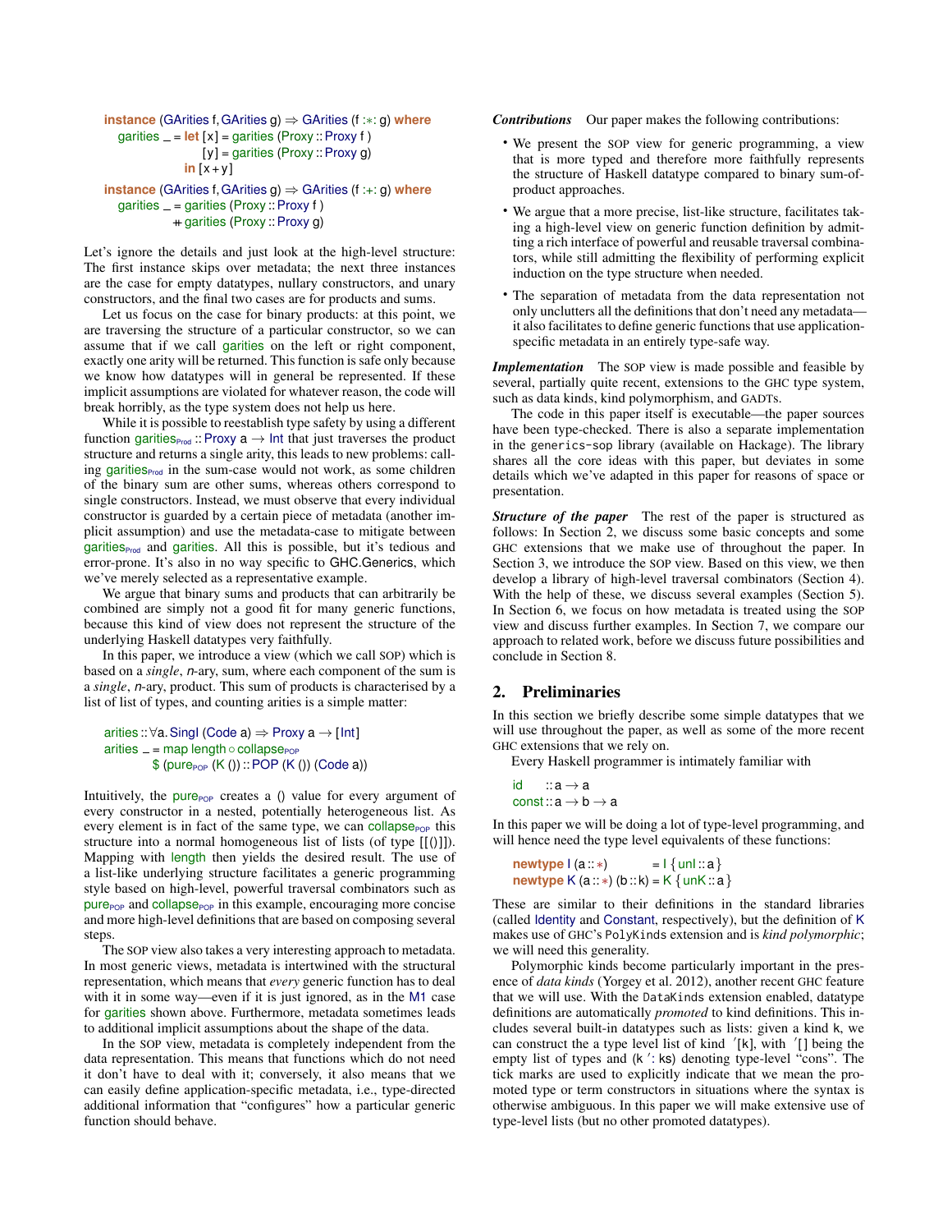```
instance (GArities f, GArities g) ⇒ GArities (f :*: g) where
  garities _ = let [x] = garities (Proxy :: Proxy f )
                   [y] = garities (Proxy :: Proxy g)
               in [x + y]
instance (GArities f, GArities g) ⇒ GArities (f :+: g) where
  garities _ = garities (Proxy :: Proxy f )
            ++ garities (Proxy :: Proxy g)
```

Let's ignore the details and just look at the high-level structure: The first instance skips over metadata; the next three instances are the case for empty datatypes, nullary constructors, and unary constructors, and the final two cases are for products and sums.

Let us focus on the case for binary products: at this point, we are traversing the structure of a particular constructor, so we can assume that if we call garities on the left or right component, exactly one arity will be returned. This function is safe only because we know how datatypes will in general be represented. If these implicit assumptions are violated for whatever reason, the code will break horribly, as the type system does not help us here.

While it is possible to reestablish type safety by using a different function $\text{garities}_{\text{Prod}}$ :: Proxy a → Int that just traverses the product structure and returns a single arity, this leads to new problems: calling $\text{garities}_{\text{Prod}}$ in the sum-case would not work, as some children of the binary sum are other sums, whereas others correspond to single constructors. Instead, we must observe that every individual constructor is guarded by a certain piece of metadata (another implicit assumption) and use the metadata-case to mitigate between $\text{garities}_{\text{Prod}}$ and garities. All this is possible, but it's tedious and error-prone. It's also in no way specific to GHC.Generics, which we've merely selected as a representative example.

We argue that binary sums and products that can arbitrarily be combined are simply not a good fit for many generic functions, because this kind of view does not represent the structure of the underlying Haskell datatypes very faithfully.

In this paper, we introduce a view (which we call SOP) which is based on a *single*, *n*-ary, sum, where each component of the sum is a *single*, *n*-ary, product. This sum of products is characterised by a list of list of types, and counting arities is a simple matter:

```
arities :: ∀a. SingI (Code a) ⇒ Proxy a → [Int]
arities _ = map length ∘ collapse_POP
          $ (pure_POP (K ()) :: POP (K ()) (Code a))
```

Intuitively, the $\text{pure}_{\text{POP}}$ creates a () value for every argument of every constructor in a nested, potentially heterogeneous list. As every element is in fact of the same type, we can $\text{collapse}_{\text{POP}}$ this structure into a normal homogeneous list of lists (of type [[()]]). Mapping with length then yields the desired result. The use of a list-like underlying structure facilitates a generic programming style based on high-level, powerful traversal combinators such as $\text{pure}_{\text{POP}}$ and $\text{collapse}_{\text{POP}}$ in this example, encouraging more concise and more high-level definitions that are based on composing several steps.

The SOP view also takes a very interesting approach to metadata. In most generic views, metadata is intertwined with the structural representation, which means that *every* generic function has to deal with it in some way—even if it is just ignored, as in the M1 case for garities shown above. Furthermore, metadata sometimes leads to additional implicit assumptions about the shape of the data.

In the SOP view, metadata is completely independent from the data representation. This means that functions which do not need it don't have to deal with it; conversely, it also means that we can easily define application-specific metadata, i.e., type-directed additional information that "configures" how a particular generic function should behave.

***Contributions*** Our paper makes the following contributions:

- We present the SOP view for generic programming, a view that is more typed and therefore more faithfully represents the structure of Haskell datatype compared to binary sum-of-product approaches.
- We argue that a more precise, list-like structure, facilitates taking a high-level view on generic function definition by admitting a rich interface of powerful and reusable traversal combinators, while still admitting the flexibility of performing explicit induction on the type structure when needed.
- The separation of metadata from the data representation not only unclutters all the definitions that don't need any metadata—it also facilitates to define generic functions that use application-specific metadata in an entirely type-safe way.

***Implementation*** The SOP view is made possible and feasible by several, partially quite recent, extensions to the GHC type system, such as data kinds, kind polymorphism, and GADTs.

The code in this paper itself is executable—the paper sources have been type-checked. There is also a separate implementation in the `generics-sop` library (available on Hackage). The library shares all the core ideas with this paper, but deviates in some details which we've adapted in this paper for reasons of space or presentation.

***Structure of the paper*** The rest of the paper is structured as follows: In Section 2, we discuss some basic concepts and some GHC extensions that we make use of throughout the paper. In Section 3, we introduce the SOP view. Based on this view, we then develop a library of high-level traversal combinators (Section 4). With the help of these, we discuss several examples (Section 5). In Section 6, we focus on how metadata is treated using the SOP view and discuss further examples. In Section 7, we compare our approach to related work, before we discuss future possibilities and conclude in Section 8.

## 2. Preliminaries

In this section we briefly describe some simple datatypes that we will use throughout the paper, as well as some of the more recent GHC extensions that we rely on.

Every Haskell programmer is intimately familiar with

```
id    :: a → a
const :: a → b → a
```

In this paper we will be doing a lot of type-level programming, and will hence need the type level equivalents of these functions:

```
newtype I (a :: *)          = I {unI :: a}
newtype K (a :: *) (b :: k) = K {unK :: a}
```

These are similar to their definitions in the standard libraries (called Identity and Constant, respectively), but the definition of K makes use of GHC's `PolyKinds` extension and is *kind polymorphic*; we will need this generality.

Polymorphic kinds become particularly important in the presence of *data kinds* (Yorgey et al. 2012), another recent GHC feature that we will use. With the `DataKinds` extension enabled, datatype definitions are automatically *promoted* to kind definitions. This includes several built-in datatypes such as lists: given a kind k, we can construct the a type level list of kind ′[k], with ′[] being the empty list of types and (k ′: ks) denoting type-level "cons". The tick marks are used to explicitly indicate that we mean the promoted type or term constructors in situations where the syntax is otherwise ambiguous. In this paper we will make extensive use of type-level lists (but no other promoted datatypes).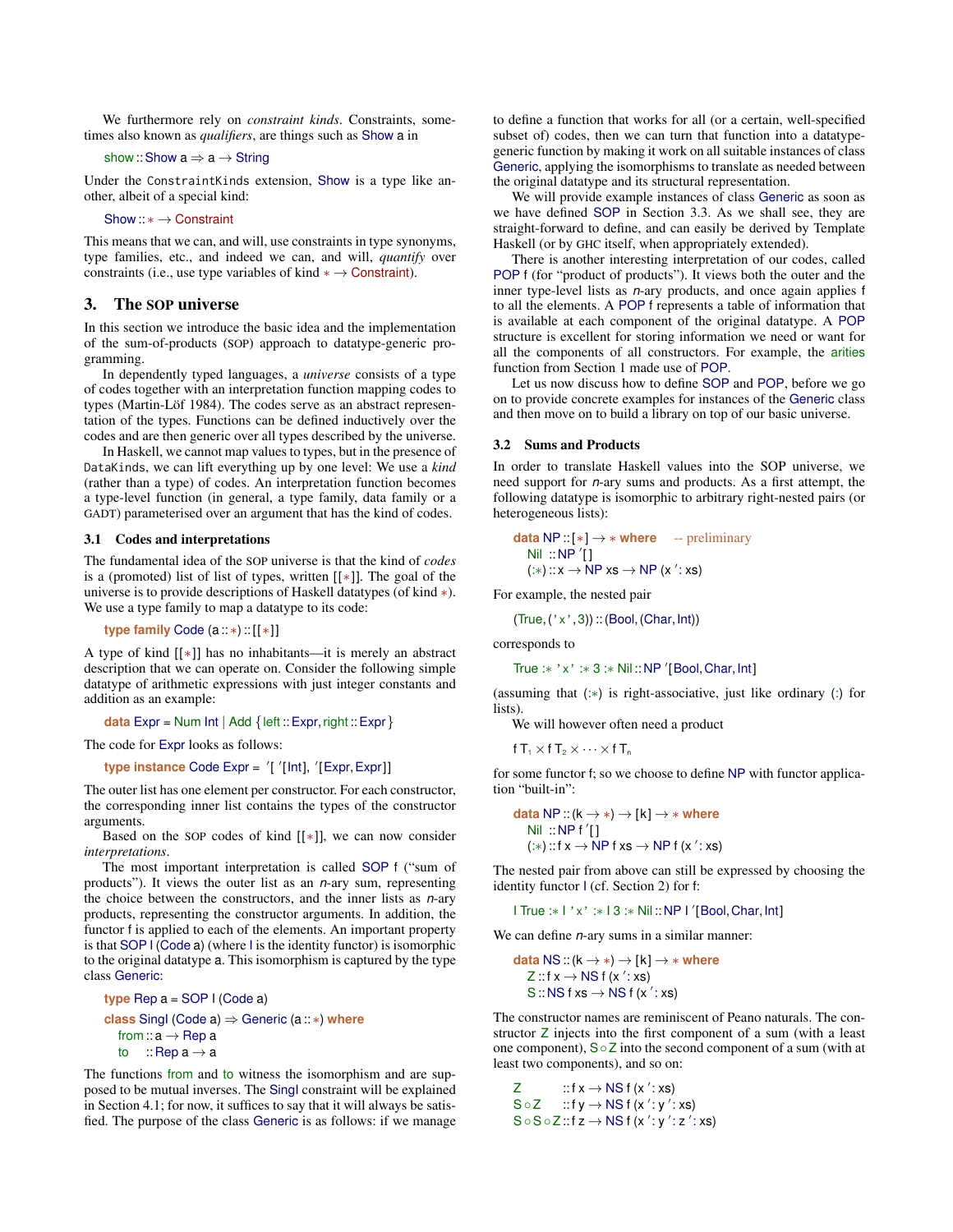We furthermore rely on *constraint kinds*. Constraints, sometimes also known as *qualifiers*, are things such as Show a in

```
show :: Show a ⇒ a → String
```

Under the `ConstraintKinds` extension, Show is a type like another, albeit of a special kind:

```
Show :: ∗ → Constraint
```

This means that we can, and will, use constraints in type synonyms, type families, etc., and indeed we can, and will, *quantify* over constraints (i.e., use type variables of kind ∗ → Constraint).

## 3. The SOP universe

In this section we introduce the basic idea and the implementation of the sum-of-products (SOP) approach to datatype-generic programming.

In dependently typed languages, a *universe* consists of a type of codes together with an interpretation function mapping codes to types (Martin-Löf 1984). The codes serve as an abstract representation of the types. Functions can be defined inductively over the codes and are then generic over all types described by the universe.

In Haskell, we cannot map values to types, but in the presence of `DataKinds`, we can lift everything up by one level: We use a *kind* (rather than a type) of codes. An interpretation function becomes a type-level function (in general, a type family, data family or a GADT) parameterised over an argument that has the kind of codes.

### 3.1 Codes and interpretations

The fundamental idea of the SOP universe is that the kind of *codes* is a (promoted) list of list of types, written [[∗]]. The goal of the universe is to provide descriptions of Haskell datatypes (of kind ∗). We use a type family to map a datatype to its code:

```
type family Code (a :: ∗) :: [[∗]]
```

A type of kind [[∗]] has no inhabitants—it is merely an abstract description that we can operate on. Consider the following simple datatype of arithmetic expressions with just integer constants and addition as an example:

```
data Expr = Num Int | Add {left :: Expr, right :: Expr}
```

The code for Expr looks as follows:

```
type instance Code Expr = '[ '[Int], '[Expr, Expr]]
```

The outer list has one element per constructor. For each constructor, the corresponding inner list contains the types of the constructor arguments.

Based on the SOP codes of kind [[∗]], we can now consider *interpretations*.

The most important interpretation is called SOP f ("sum of products"). It views the outer list as an $n$-ary sum, representing the choice between the constructors, and the inner lists as $n$-ary products, representing the constructor arguments. In addition, the functor f is applied to each of the elements. An important property is that SOP I (Code a) (where I is the identity functor) is isomorphic to the original datatype a. This isomorphism is captured by the type class Generic:

```
type Rep a = SOP I (Code a)
class Singl (Code a) ⇒ Generic (a :: ∗) where
  from :: a → Rep a
  to   :: Rep a → a
```

The functions from and to witness the isomorphism and are supposed to be mutual inverses. The Singl constraint will be explained in Section 4.1; for now, it suffices to say that it will always be satisfied. The purpose of the class Generic is as follows: if we manage to define a function that works for all (or a certain, well-specified subset of) codes, then we can turn that function into a datatype-generic function by making it work on all suitable instances of class Generic, applying the isomorphisms to translate as needed between the original datatype and its structural representation.

We will provide example instances of class Generic as soon as we have defined SOP in Section 3.3. As we shall see, they are straight-forward to define, and can easily be derived by Template Haskell (or by GHC itself, when appropriately extended).

There is another interesting interpretation of our codes, called POP f (for "product of products"). It views both the outer and the inner type-level lists as $n$-ary products, and once again applies f to all the elements. A POP f represents a table of information that is available at each component of the original datatype. A POP structure is excellent for storing information we need or want for all the components of all constructors. For example, the arities function from Section 1 made use of POP.

Let us now discuss how to define SOP and POP, before we go on to provide concrete examples for instances of the Generic class and then move on to build a library on top of our basic universe.

### 3.2 Sums and Products

In order to translate Haskell values into the SOP universe, we need support for $n$-ary sums and products. As a first attempt, the following datatype is isomorphic to arbitrary right-nested pairs (or heterogeneous lists):

```
data NP :: [∗] → ∗ where    -- preliminary
  Nil  :: NP '[]
  (:∗) :: x → NP xs → NP (x ': xs)
```

For example, the nested pair

```
(True, ('x', 3)) :: (Bool, (Char, Int))
```

corresponds to

```
True :∗ 'x' :∗ 3 :∗ Nil :: NP '[Bool, Char, Int]
```

(assuming that (:∗) is right-associative, just like ordinary (:) for lists).

We will however often need a product

$$\mathsf{f}\ \mathsf{T}_1 \times \mathsf{f}\ \mathsf{T}_2 \times \cdots \times \mathsf{f}\ \mathsf{T}_n$$

for some functor f; so we choose to define NP with functor application "built-in":

```
data NP :: (k → ∗) → [k] → ∗ where
  Nil  :: NP f '[]
  (:∗) :: f x → NP f xs → NP f (x ': xs)
```

The nested pair from above can still be expressed by choosing the identity functor I (cf. Section 2) for f:

```
I True :∗ I 'x' :∗ I 3 :∗ Nil :: NP I '[Bool, Char, Int]
```

We can define $n$-ary sums in a similar manner:

```
data NS :: (k → ∗) → [k] → ∗ where
  Z :: f x → NS f (x ': xs)
  S :: NS f xs → NS f (x ': xs)
```

The constructor names are reminiscent of Peano naturals. The constructor Z injects into the first component of a sum (with a least one component), S ∘ Z into the second component of a sum (with at least two components), and so on:

```
Z         :: f x → NS f (x ': xs)
S ∘ Z     :: f y → NS f (x ': y ': xs)
S ∘ S ∘ Z :: f z → NS f (x ': y ': z ': xs)
```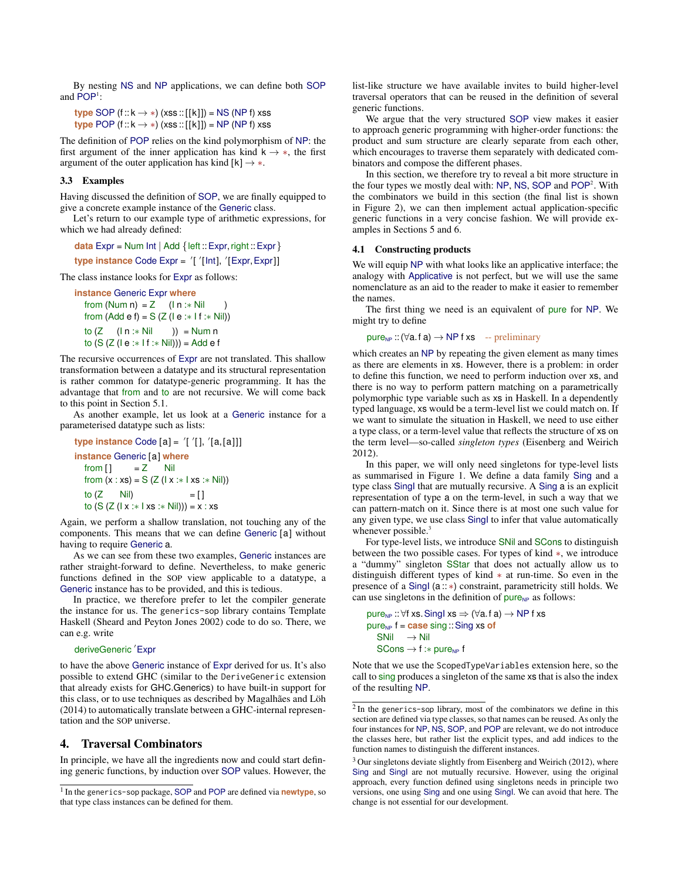By nesting NS and NP applications, we can define both SOP and POP[1]:

```
type SOP (f :: k → *) (xss :: [[k]]) = NS (NP f) xss
type POP (f :: k → *) (xss :: [[k]]) = NP (NP f) xss
```

The definition of POP relies on the kind polymorphism of NP: the first argument of the inner application has kind k → *, the first argument of the outer application has kind [k] → *.

### 3.3 Examples

Having discussed the definition of SOP, we are finally equipped to give a concrete example instance of the Generic class.

Let's return to our example type of arithmetic expressions, for which we had already defined:

```
data Expr = Num Int | Add {left :: Expr, right :: Expr}
type instance Code Expr = '[ '[Int], '[Expr, Expr]]
```

The class instance looks for Expr as follows:

```
instance Generic Expr where
  from (Num n)   = Z     (I n :* Nil         )
  from (Add e f) = S (Z (I e :* I f :* Nil))
  to (Z     (I n :* Nil       ))  = Num n
  to (S (Z (I e :* I f :* Nil))) = Add e f
```

The recursive occurrences of Expr are not translated. This shallow transformation between a datatype and its structural representation is rather common for datatype-generic programming. It has the advantage that from and to are not recursive. We will come back to this point in Section 5.1.

As another example, let us look at a Generic instance for a parameterised datatype such as lists:

```
type instance Code [a] = '[ '[], '[a, [a]]]
instance Generic [a] where
  from []       = Z      Nil
  from (x : xs) = S (Z (I x :* I xs :* Nil))
  to (Z      Nil)                  = []
  to (S (Z (I x :* I xs :* Nil))) = x : xs
```

Again, we perform a shallow translation, not touching any of the components. This means that we can define Generic [a] without having to require Generic a.

As we can see from these two examples, Generic instances are rather straight-forward to define. Nevertheless, to make generic functions defined in the SOP view applicable to a datatype, a Generic instance has to be provided, and this is tedious.

In practice, we therefore prefer to let the compiler generate the instance for us. The `generics-sop` library contains Template Haskell (Sheard and Peyton Jones 2002) code to do so. There, we can e.g. write

```
deriveGeneric 'Expr
```

to have the above Generic instance of Expr derived for us. It's also possible to extend GHC (similar to the `DeriveGeneric` extension that already exists for GHC.Generics) to have built-in support for this class, or to use techniques as described by Magalhães and Löh (2014) to automatically translate between a GHC-internal representation and the SOP universe.

## 4. Traversal Combinators

In principle, we have all the ingredients now and could start defining generic functions, by induction over SOP values. However, the list-like structure we have available invites to build higher-level traversal operators that can be reused in the definition of several generic functions.

We argue that the very structured SOP view makes it easier to approach generic programming with higher-order functions: the product and sum structure are clearly separate from each other, which encourages to traverse them separately with dedicated combinators and compose the different phases.

In this section, we therefore try to reveal a bit more structure in the four types we mostly deal with: NP, NS, SOP and POP[2]. With the combinators we build in this section (the final list is shown in Figure 2), we can then implement actual application-specific generic functions in a very concise fashion. We will provide examples in Sections 5 and 6.

### 4.1 Constructing products

We will equip NP with what looks like an applicative interface; the analogy with Applicative is not perfect, but we will use the same nomenclature as an aid to the reader to make it easier to remember the names.

The first thing we need is an equivalent of pure for NP. We might try to define

```
pure_NP :: (∀a. f a) → NP f xs    -- preliminary
```

which creates an NP by repeating the given element as many times as there are elements in xs. However, there is a problem: in order to define this function, we need to perform induction over xs, and there is no way to perform pattern matching on a parametrically polymorphic type variable such as xs in Haskell. In a dependently typed language, xs would be a term-level list we could match on. If we want to simulate the situation in Haskell, we need to use either a type class, or a term-level value that reflects the structure of xs on the term level—so-called *singleton types* (Eisenberg and Weirich 2012).

In this paper, we will only need singletons for type-level lists as summarised in Figure 1. We define a data family Sing and a type class SingI that are mutually recursive. A Sing a is an explicit representation of type a on the term-level, in such a way that we can pattern-match on it. Since there is at most one such value for any given type, we use class SingI to infer that value automatically whenever possible.[3]

For type-level lists, we introduce SNil and SCons to distinguish between the two possible cases. For types of kind *, we introduce a "dummy" singleton SStar that does not actually allow us to distinguish different types of kind * at run-time. So even in the presence of a SingI (a :: *) constraint, parametricity still holds. We can use singletons in the definition of pure_NP as follows:

```
pure_NP :: ∀f xs. SingI xs ⇒ (∀a. f a) → NP f xs
pure_NP f = case sing :: Sing xs of
  SNil  → Nil
  SCons → f :* pure_NP f
```

Note that we use the `ScopedTypeVariables` extension here, so the call to sing produces a singleton of the same xs that is also the index of the resulting NP.

---

[1] In the `generics-sop` package, SOP and POP are defined via **newtype**, so that type class instances can be defined for them.

[2] In the `generics-sop` library, most of the combinators we define in this section are defined via type classes, so that names can be reused. As only the four instances for NP, NS, SOP, and POP are relevant, we do not introduce the classes here, but rather list the explicit types, and add indices to the function names to distinguish the different instances.

[3] Our singletons deviate slightly from Eisenberg and Weirich (2012), where Sing and SingI are not mutually recursive. However, using the original approach, every function defined using singletons needs in principle two versions, one using Sing and one using SingI. We can avoid that here. The change is not essential for our development.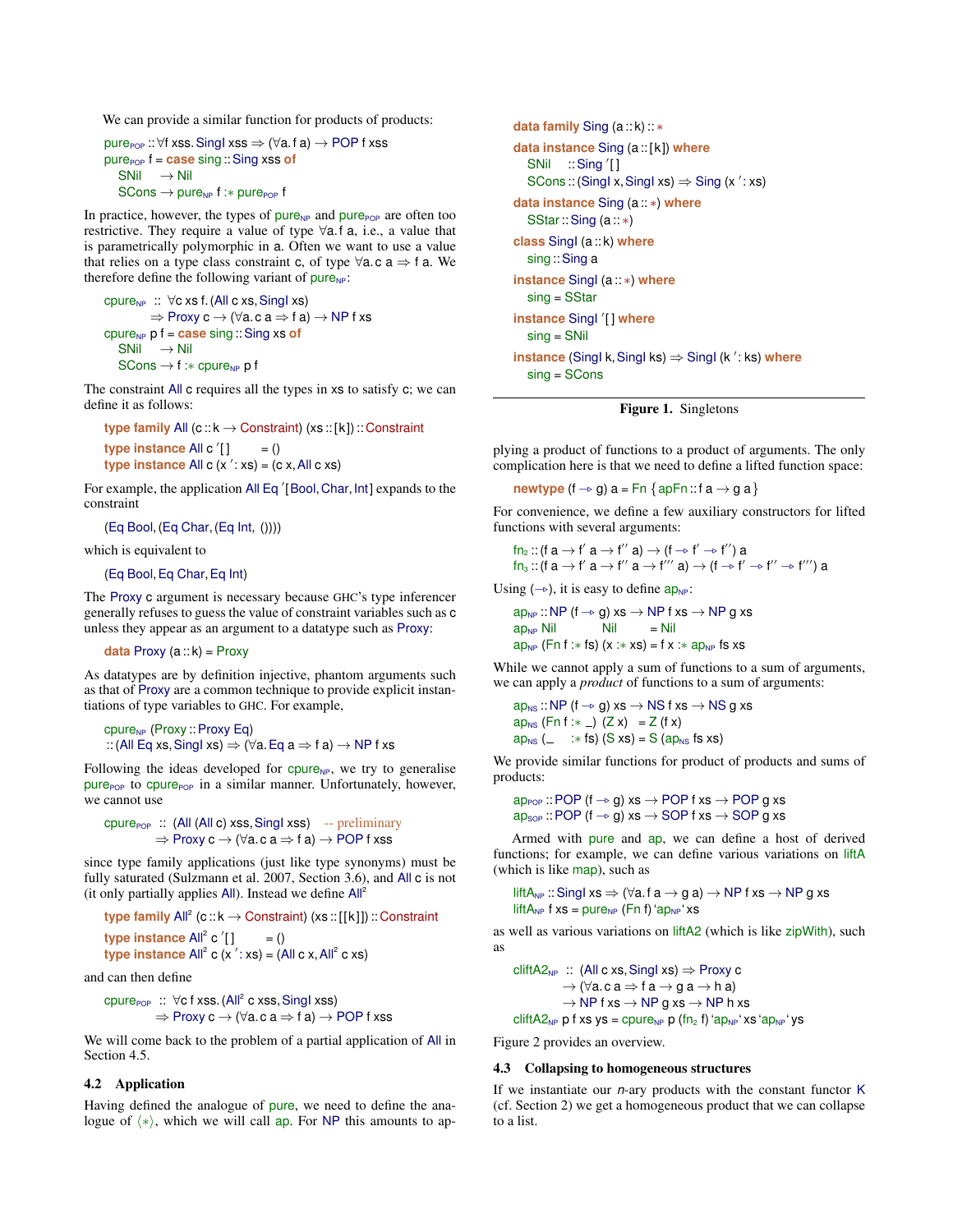We can provide a similar function for products of products:

```
pure_POP :: ∀f xss. SingI xss ⇒ (∀a. f a) → POP f xss
pure_POP f = case sing :: Sing xss of
  SNil  → Nil
  SCons → pure_NP f :* pure_POP f
```

In practice, however, the types of $\mathsf{pure}_{\mathsf{NP}}$ and $\mathsf{pure}_{\mathsf{POP}}$ are often too restrictive. They require a value of type $\forall a. f\ a$, i.e., a value that is parametrically polymorphic in a. Often we want to use a value that relies on a type class constraint c, of type $\forall a. c\ a \Rightarrow f\ a$. We therefore define the following variant of $\mathsf{pure}_{\mathsf{NP}}$:

```
cpure_NP :: ∀c xs f. (All c xs, SingI xs)
         ⇒ Proxy c → (∀a. c a ⇒ f a) → NP f xs
cpure_NP p f = case sing :: Sing xs of
  SNil  → Nil
  SCons → f :* cpure_NP p f
```

The constraint All c requires all the types in xs to satisfy c; we can define it as follows:

```
type family All (c :: k → Constraint) (xs :: [k]) :: Constraint
type instance All c '[]       = ()
type instance All c (x ': xs) = (c x, All c xs)
```

For example, the application All Eq '[Bool, Char, Int] expands to the constraint

```
(Eq Bool, (Eq Char, (Eq Int, ())))
```

which is equivalent to

```
(Eq Bool, Eq Char, Eq Int)
```

The Proxy c argument is necessary because GHC's type inferencer generally refuses to guess the value of constraint variables such as c unless they appear as an argument to a datatype such as Proxy:

```
data Proxy (a :: k) = Proxy
```

As datatypes are by definition injective, phantom arguments such as that of Proxy are a common technique to provide explicit instantiations of type variables to GHC. For example,

```
cpure_NP (Proxy :: Proxy Eq)
  :: (All Eq xs, SingI xs) ⇒ (∀a. Eq a ⇒ f a) → NP f xs
```

Following the ideas developed for $\mathsf{cpure}_{\mathsf{NP}}$, we try to generalise $\mathsf{pure}_{\mathsf{POP}}$ to $\mathsf{cpure}_{\mathsf{POP}}$ in a similar manner. Unfortunately, however, we cannot use

```
cpure_POP :: (All (All c) xss, SingI xss)   -- preliminary
          ⇒ Proxy c → (∀a. c a ⇒ f a) → POP f xss
```

since type family applications (just like type synonyms) must be fully saturated (Sulzmann et al. 2007, Section 3.6), and All c is not (it only partially applies All). Instead we define $\mathsf{All}^2$

```
type family All² (c :: k → Constraint) (xs :: [[k]]) :: Constraint
type instance All² c '[]       = ()
type instance All² c (x ': xs) = (All c x, All² c xs)
```

and can then define

```
cpure_POP :: ∀c f xss. (All² c xss, SingI xss)
          ⇒ Proxy c → (∀a. c a ⇒ f a) → POP f xss
```

We will come back to the problem of a partial application of All in Section 4.5.

## 4.2 Application

Having defined the analogue of pure, we need to define the analogue of $\langle * \rangle$, which we will call ap. For NP this amounts to applying a product of functions to a product of arguments. The only complication here is that we need to define a lifted function space:

```
newtype (f -▹ g) a = Fn {apFn :: f a → g a}
```

For convenience, we define a few auxiliary constructors for lifted functions with several arguments:

```
fn₂ :: (f a → f' a → f'' a) → (f -▹ f' -▹ f'') a
fn₃ :: (f a → f' a → f'' a → f''' a) → (f -▹ f' -▹ f'' -▹ f''') a
```

Using $(\text{-▹})$, it is easy to define $\mathsf{ap}_{\mathsf{NP}}$:

```
ap_NP :: NP (f -▹ g) xs → NP f xs → NP g xs
ap_NP Nil          Nil       = Nil
ap_NP (Fn f :* fs) (x :* xs) = f x :* ap_NP fs xs
```

While we cannot apply a sum of functions to a sum of arguments, we can apply a *product* of functions to a sum of arguments:

```
ap_NS :: NP (f -▹ g) xs → NS f xs → NS g xs
ap_NS (Fn f :* _) (Z x) = Z (f x)
ap_NS (_    :* fs) (S xs) = S (ap_NS fs xs)
```

We provide similar functions for product of products and sums of products:

```
ap_POP :: POP (f -▹ g) xs → POP f xs → POP g xs
ap_SOP :: POP (f -▹ g) xs → SOP f xs → SOP g xs
```

Armed with pure and ap, we can define a host of derived functions; for example, we can define various variations on liftA (which is like map), such as

```
liftA_NP :: SingI xs ⇒ (∀a. f a → g a) → NP f xs → NP g xs
liftA_NP f xs = pure_NP (Fn f) `ap_NP` xs
```

as well as various variations on liftA2 (which is like zipWith), such as

```
cliftA2_NP :: (All c xs, SingI xs) ⇒ Proxy c
           → (∀a. c a ⇒ f a → g a → h a)
           → NP f xs → NP g xs → NP h xs
cliftA2_NP p f xs ys = cpure_NP p (fn₂ f) `ap_NP` xs `ap_NP` ys
```

Figure 2 provides an overview.

## 4.3 Collapsing to homogeneous structures

If we instantiate our $n$-ary products with the constant functor K (cf. Section 2) we get a homogeneous product that we can collapse to a list.

```
data family Sing (a :: k) :: *
data instance Sing (a :: [k]) where
  SNil  :: Sing '[]
  SCons :: (SingI x, SingI xs) ⇒ Sing (x ': xs)
data instance Sing (a :: *) where
  SStar :: Sing (a :: *)
class SingI (a :: k) where
  sing :: Sing a
instance SingI (a :: *) where
  sing = SStar
instance SingI '[] where
  sing = SNil
instance (SingI k, SingI ks) ⇒ SingI (k ': ks) where
  sing = SCons
```

**Figure 1.** Singletons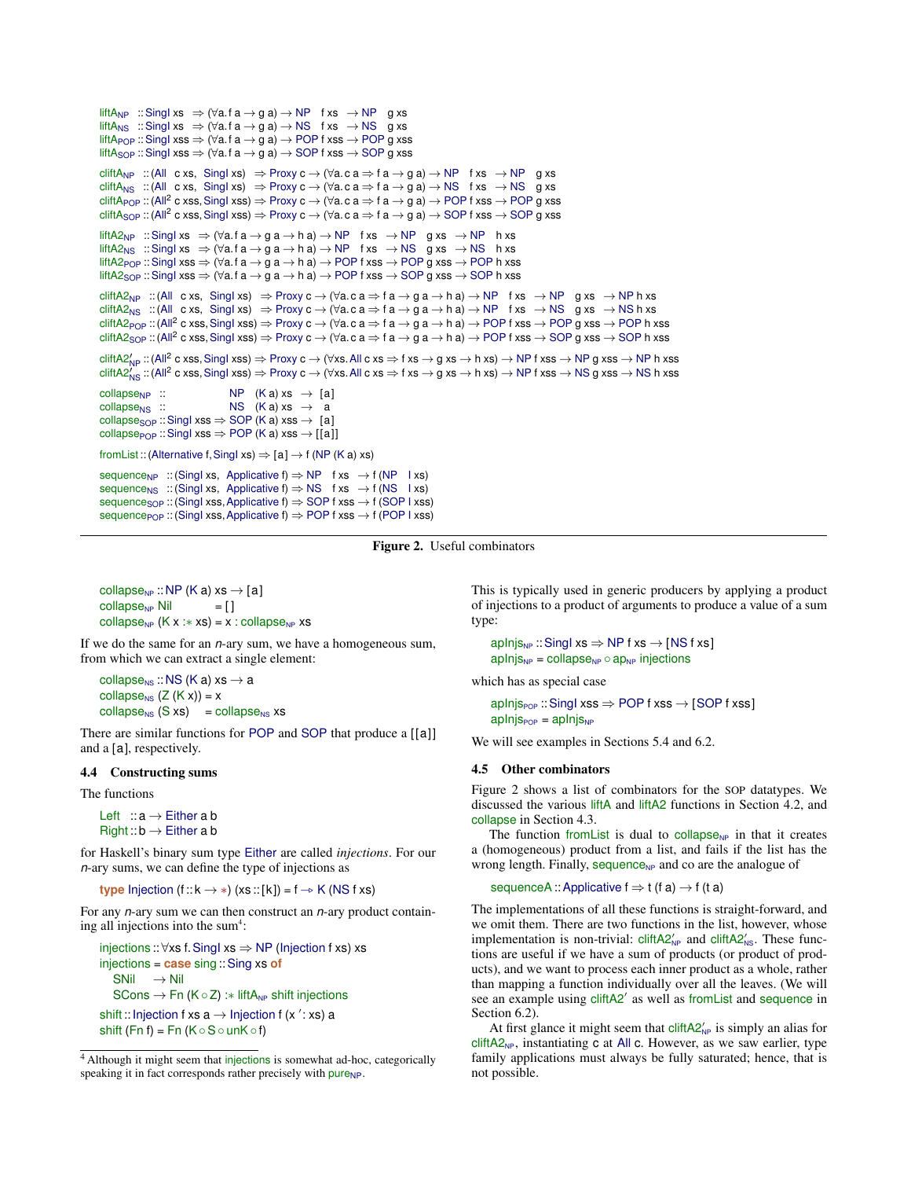```
liftA_NP  :: SingI xs  ⇒ (∀a. f a → g a) → NP  f xs  → NP  g xs
liftA_NS  :: SingI xs  ⇒ (∀a. f a → g a) → NS  f xs  → NS  g xs
liftA_POP :: SingI xss ⇒ (∀a. f a → g a) → POP f xss → POP g xss
liftA_SOP :: SingI xss ⇒ (∀a. f a → g a) → SOP f xss → SOP g xss

cliftA_NP  :: (All  c xs,  SingI xs)  ⇒ Proxy c → (∀a. c a ⇒ f a → g a) → NP  f xs  → NP  g xs
cliftA_NS  :: (All  c xs,  SingI xs)  ⇒ Proxy c → (∀a. c a ⇒ f a → g a) → NS  f xs  → NS  g xs
cliftA_POP :: (All² c xss, SingI xss) ⇒ Proxy c → (∀a. c a ⇒ f a → g a) → POP f xss → POP g xss
cliftA_SOP :: (All² c xss, SingI xss) ⇒ Proxy c → (∀a. c a ⇒ f a → g a) → SOP f xss → SOP g xss

liftA2_NP  :: SingI xs  ⇒ (∀a. f a → g a → h a) → NP  f xs  → NP  g xs  → NP  h xs
liftA2_NS  :: SingI xs  ⇒ (∀a. f a → g a → h a) → NP  f xs  → NS  g xs  → NS  h xs
liftA2_POP :: SingI xss ⇒ (∀a. f a → g a → h a) → POP f xss → POP g xss → POP h xss
liftA2_SOP :: SingI xss ⇒ (∀a. f a → g a → h a) → POP f xss → SOP g xss → SOP h xss

cliftA2_NP  :: (All  c xs,  SingI xs)  ⇒ Proxy c → (∀a. c a ⇒ f a → g a → h a) → NP  f xs  → NP  g xs  → NP h xs
cliftA2_NS  :: (All  c xs,  SingI xs)  ⇒ Proxy c → (∀a. c a ⇒ f a → g a → h a) → NP  f xs  → NS  g xs  → NS h xs
cliftA2_POP :: (All² c xss, SingI xss) ⇒ Proxy c → (∀a. c a ⇒ f a → g a → h a) → POP f xss → POP g xss → POP h xss
cliftA2_SOP :: (All² c xss, SingI xss) ⇒ Proxy c → (∀a. c a ⇒ f a → g a → h a) → POP f xss → SOP g xss → SOP h xss

cliftA2'_NP :: (All² c xss, SingI xss) ⇒ Proxy c → (∀xs. All c xs ⇒ f xs → g xs → h xs) → NP f xss → NP g xss → NP h xss
cliftA2'_NS :: (All² c xss, SingI xss) ⇒ Proxy c → (∀xs. All c xs ⇒ f xs → g xs → h xs) → NP f xss → NS g xss → NS h xss

collapse_NP  ::              NP  (K a) xs  →  [a]
collapse_NS  ::              NS  (K a) xs  →   a
collapse_SOP :: SingI xss ⇒ SOP (K a) xss →  [a]
collapse_POP :: SingI xss ⇒ POP (K a) xss → [[a]]

fromList :: (Alternative f, SingI xs) ⇒ [a] → f (NP (K a) xs)

sequence_NP  :: (SingI xs,  Applicative f) ⇒ NP  f xs  → f (NP  I xs)
sequence_NS  :: (SingI xs,  Applicative f) ⇒ NS  f xs  → f (NS  I xs)
sequence_SOP :: (SingI xss, Applicative f) ⇒ SOP f xss → f (SOP I xss)
sequence_POP :: (SingI xss, Applicative f) ⇒ POP f xss → f (POP I xss)
```

**Figure 2.** Useful combinators

```
collapse_NP :: NP (K a) xs → [a]
collapse_NP Nil          = []
collapse_NP (K x :* xs) = x : collapse_NP xs
```

If we do the same for an *n*-ary sum, we have a homogeneous sum, from which we can extract a single element:

```
collapse_NS :: NS (K a) xs → a
collapse_NS (Z (K x)) = x
collapse_NS (S xs)    = collapse_NS xs
```

There are similar functions for POP and SOP that produce a [[a]] and a [a], respectively.

### 4.4 Constructing sums

The functions

```
Left  :: a → Either a b
Right :: b → Either a b
```

for Haskell's binary sum type Either are called *injections*. For our *n*-ary sums, we can define the type of injections as

```
type Injection (f :: k → ∗) (xs :: [k]) = f -.-> K (NS f xs)
```

For any *n*-ary sum we can then construct an *n*-ary product containing all injections into the sum[4]:

```
injections :: ∀xs f. SingI xs ⇒ NP (Injection f xs) xs
injections = case sing :: Sing xs of
  SNil  → Nil
  SCons → Fn (K ∘ Z) :* liftA_NP shift injections

shift :: Injection f xs a → Injection f (x' : xs) a
shift (Fn f) = Fn (K ∘ S ∘ unK ∘ f)
```

[4] Although it might seem that injections is somewhat ad-hoc, categorically speaking it in fact corresponds rather precisely with $\text{pure}_{NP}$.

This is typically used in generic producers by applying a product of injections to a product of arguments to produce a value of a sum type:

```
apInjs_NP :: SingI xs ⇒ NP f xs → [NS f xs]
apInjs_NP = collapse_NP ∘ ap_NP injections
```

which has as special case

```
apInjs_POP :: SingI xss ⇒ POP f xss → [SOP f xss]
apInjs_POP = apInjs_NP
```

We will see examples in Sections 5.4 and 6.2.

### 4.5 Other combinators

Figure 2 shows a list of combinators for the SOP datatypes. We discussed the various liftA and liftA2 functions in Section 4.2, and collapse in Section 4.3.

The function fromList is dual to $\text{collapse}_{NP}$ in that it creates a (homogeneous) product from a list, and fails if the list has the wrong length. Finally, $\text{sequence}_{NP}$ and co are the analogue of

```
sequenceA :: Applicative f ⇒ t (f a) → f (t a)
```

The implementations of all these functions is straight-forward, and we omit them. There are two functions in the list, however, whose implementation is non-trivial: $\text{cliftA2}'_{NP}$ and $\text{cliftA2}'_{NS}$. These functions are useful if we have a sum of products (or product of products), and we want to process each inner product as a whole, rather than mapping a function individually over all the leaves. (We will see an example using cliftA2′ as well as fromList and sequence in Section 6.2).

At first glance it might seem that $\text{cliftA2}'_{NP}$ is simply an alias for $\text{cliftA2}_{NP}$, instantiating c at All c. However, as we saw earlier, type family applications must always be fully saturated; hence, that is not possible.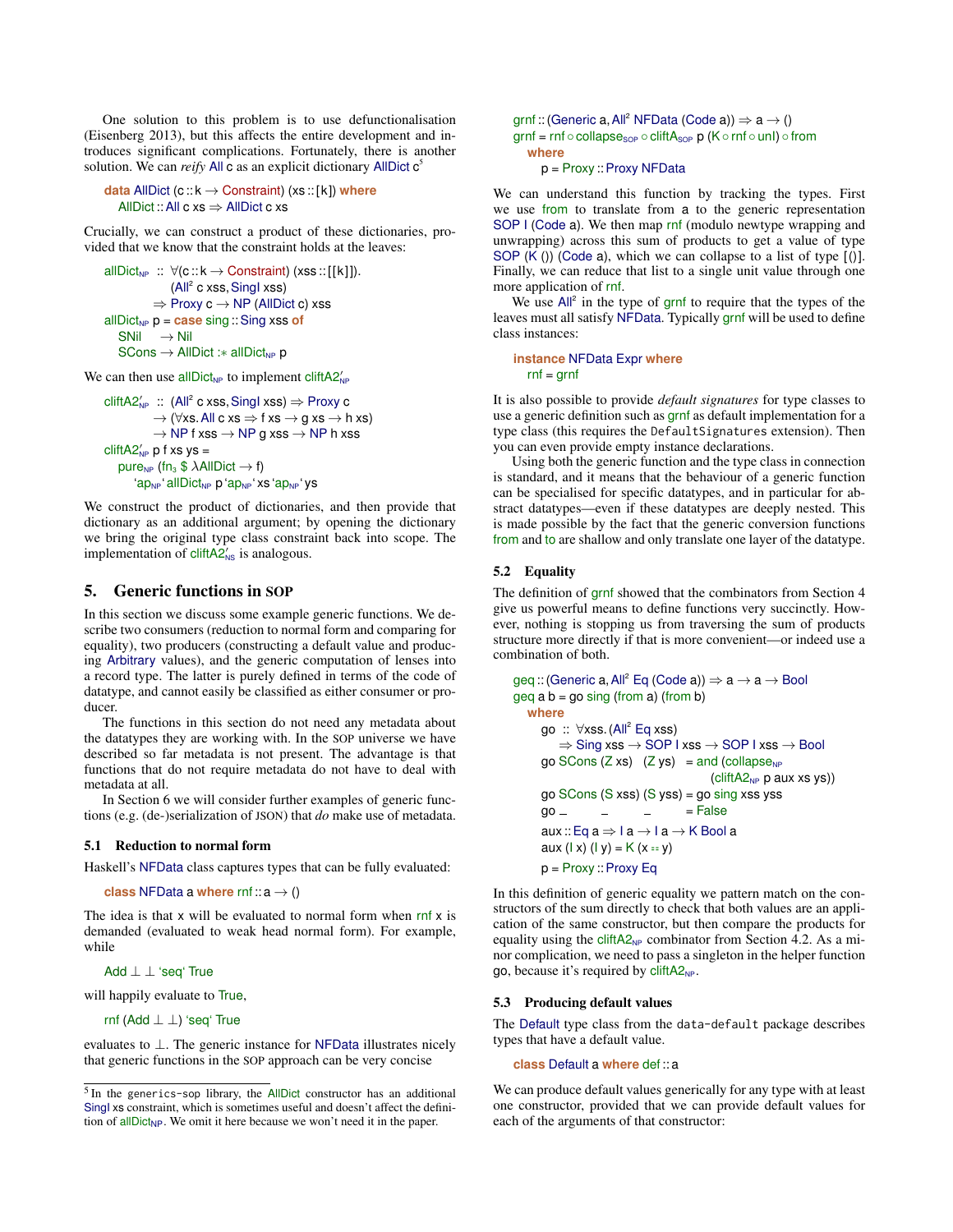One solution to this problem is to use defunctionalisation (Eisenberg 2013), but this affects the entire development and introduces significant complications. Fortunately, there is another solution. We can *reify* All c as an explicit dictionary AllDict c[5]

```
data AllDict (c :: k → Constraint) (xs :: [k]) where
  AllDict :: All c xs ⇒ AllDict c xs
```

Crucially, we can construct a product of these dictionaries, provided that we know that the constraint holds at the leaves:

```
allDict_NP :: ∀(c :: k → Constraint) (xss :: [[k]]).
              (All² c xss, SingI xss)
           ⇒ Proxy c → NP (AllDict c) xss
allDict_NP p = case sing :: Sing xss of
  SNil  → Nil
  SCons → AllDict :* allDict_NP p
```

We can then use $\text{allDict}_{NP}$ to implement $\text{cliftA2}'_{NP}$

```
cliftA2'_NP :: (All² c xss, SingI xss) ⇒ Proxy c
            → (∀xs. All c xs ⇒ f xs → g xs → h xs)
            → NP f xss → NP g xss → NP h xss
cliftA2'_NP p f xs ys =
  pure_NP (fn_3 $ λAllDict → f)
    `ap_NP` allDict_NP p `ap_NP` xs `ap_NP` ys
```

We construct the product of dictionaries, and then provide that dictionary as an additional argument; by opening the dictionary we bring the original type class constraint back into scope. The implementation of $\text{cliftA2}'_{NS}$ is analogous.

## 5. Generic functions in SOP

In this section we discuss some example generic functions. We describe two consumers (reduction to normal form and comparing for equality), two producers (constructing a default value and producing Arbitrary values), and the generic computation of lenses into a record type. The latter is purely defined in terms of the code of datatype, and cannot easily be classified as either consumer or producer.

The functions in this section do not need any metadata about the datatypes they are working with. In the SOP universe we have described so far metadata is not present. The advantage is that functions that do not require metadata do not have to deal with metadata at all.

In Section 6 we will consider further examples of generic functions (e.g. (de-)serialization of JSON) that *do* make use of metadata.

### 5.1 Reduction to normal form

Haskell's NFData class captures types that can be fully evaluated:

```
class NFData a where rnf :: a → ()
```

The idea is that x will be evaluated to normal form when rnf x is demanded (evaluated to weak head normal form). For example, while

```
Add ⊥ ⊥ `seq` True
```

will happily evaluate to True,

```
rnf (Add ⊥ ⊥) `seq` True
```

evaluates to ⊥. The generic instance for NFData illustrates nicely that generic functions in the SOP approach can be very concise

```
grnf :: (Generic a, All² NFData (Code a)) ⇒ a → ()
grnf = rnf ∘ collapse_SOP ∘ cliftA_SOP p (K ∘ rnf ∘ unI) ∘ from
  where
    p = Proxy :: Proxy NFData
```

We can understand this function by tracking the types. First we use from to translate from a to the generic representation SOP I (Code a). We then map rnf (modulo newtype wrapping and unwrapping) across this sum of products to get a value of type SOP (K ()) (Code a), which we can collapse to a list of type [()]. Finally, we can reduce that list to a single unit value through one more application of rnf.

We use All² in the type of grnf to require that the types of the leaves must all satisfy NFData. Typically grnf will be used to define class instances:

```
instance NFData Expr where
  rnf = grnf
```

It is also possible to provide *default signatures* for type classes to use a generic definition such as grnf as default implementation for a type class (this requires the `DefaultSignatures` extension). Then you can even provide empty instance declarations.

Using both the generic function and the type class in connection is standard, and it means that the behaviour of a generic function can be specialised for specific datatypes, and in particular for abstract datatypes—even if these datatypes are deeply nested. This is made possible by the fact that the generic conversion functions from and to are shallow and only translate one layer of the datatype.

### 5.2 Equality

The definition of grnf showed that the combinators from Section 4 give us powerful means to define functions very succinctly. However, nothing is stopping us from traversing the sum of products structure more directly if that is more convenient—or indeed use a combination of both.

```
geq :: (Generic a, All² Eq (Code a)) ⇒ a → a → Bool
geq a b = go sing (from a) (from b)
  where
    go :: ∀xss. (All² Eq xss)
       ⇒ Sing xss → SOP I xss → SOP I xss → Bool
    go SCons (Z xs)  (Z ys)  = and (collapse_NP
                                     (cliftA2_NP p aux xs ys))
    go SCons (S xss) (S yss) = go sing xss yss
    go _     _       _       = False
    aux :: Eq a ⇒ I a → I a → K Bool a
    aux (I x) (I y) = K (x == y)
    p = Proxy :: Proxy Eq
```

In this definition of generic equality we pattern match on the constructors of the sum directly to check that both values are an application of the same constructor, but then compare the products for equality using the $\text{cliftA2}_{NP}$ combinator from Section 4.2. As a minor complication, we need to pass a singleton in the helper function go, because it's required by $\text{cliftA2}_{NP}$.

### 5.3 Producing default values

The Default type class from the `data-default` package describes types that have a default value.

```
class Default a where def :: a
```

We can produce default values generically for any type with at least one constructor, provided that we can provide default values for each of the arguments of that constructor:

[5] In the `generics-sop` library, the AllDict constructor has an additional SingI xs constraint, which is sometimes useful and doesn't affect the definition of $\text{allDict}_{NP}$. We omit it here because we won't need it in the paper.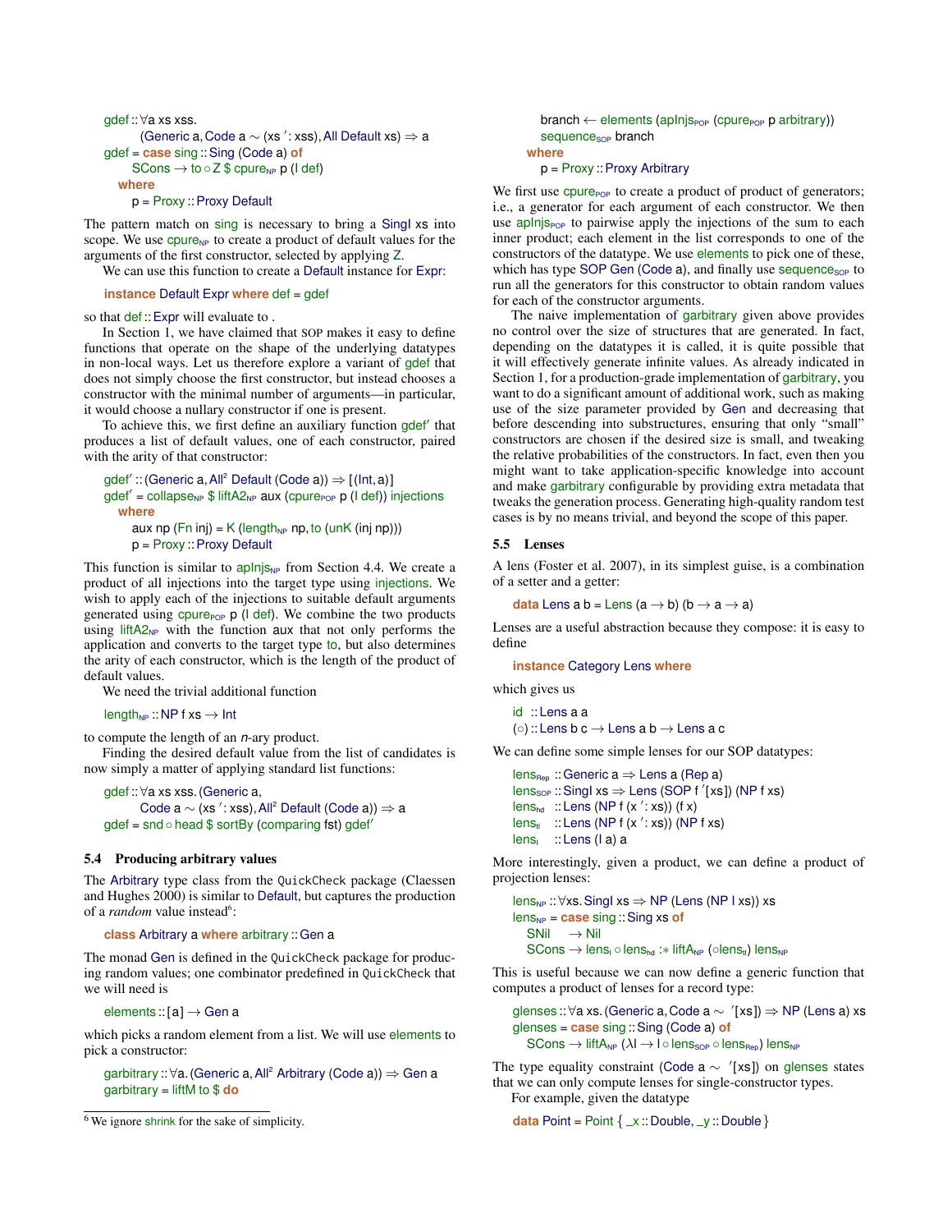```
gdef :: ∀a xs xss.
      (Generic a, Code a ∼ (xs ': xss), All Default xs) ⇒ a
gdef = case sing :: Sing (Code a) of
    SCons → to ∘ Z $ cpure_NP p (I def)
  where
    p = Proxy :: Proxy Default
```

The pattern match on sing is necessary to bring a SingI xs into scope. We use $\mathsf{cpure_{NP}}$ to create a product of default values for the arguments of the first constructor, selected by applying Z.

We can use this function to create a Default instance for Expr:

```
instance Default Expr where def = gdef
```

so that def :: Expr will evaluate to .

In Section 1, we have claimed that SOP makes it easy to define functions that operate on the shape of the underlying datatypes in non-local ways. Let us therefore explore a variant of gdef that does not simply choose the first constructor, but instead chooses a constructor with the minimal number of arguments—in particular, it would choose a nullary constructor if one is present.

To achieve this, we first define an auxiliary function gdef′ that produces a list of default values, one of each constructor, paired with the arity of that constructor:

```
gdef′ :: (Generic a, All² Default (Code a)) ⇒ [(Int, a)]
gdef′ = collapse_NP $ liftA2_NP aux (cpure_POP p (I def)) injections
  where
    aux np (Fn inj) = K (length_NP np, to (unK (inj np)))
    p = Proxy :: Proxy Default
```

This function is similar to $\mathsf{apInjs_{NP}}$ from Section 4.4. We create a product of all injections into the target type using injections. We wish to apply each of the injections to suitable default arguments generated using $\mathsf{cpure_{POP}}$ p (I def). We combine the two products using $\mathsf{liftA2_{NP}}$ with the function aux that not only performs the application and converts to the target type to, but also determines the arity of each constructor, which is the length of the product of default values.

We need the trivial additional function

```
length_NP :: NP f xs → Int
```

to compute the length of an *n*-ary product.

Finding the desired default value from the list of candidates is now simply a matter of applying standard list functions:

```
gdef :: ∀a xs xss. (Generic a,
      Code a ∼ (xs ': xss), All² Default (Code a)) ⇒ a
gdef = snd ∘ head $ sortBy (comparing fst) gdef′
```

### 5.4 Producing arbitrary values

The Arbitrary type class from the QuickCheck package (Claessen and Hughes 2000) is similar to Default, but captures the production of a *random* value instead[6]:

```
class Arbitrary a where arbitrary :: Gen a
```

The monad Gen is defined in the QuickCheck package for producing random values; one combinator predefined in QuickCheck that we will need is

```
elements :: [a] → Gen a
```

which picks a random element from a list. We will use elements to pick a constructor:

```
garbitrary :: ∀a. (Generic a, All² Arbitrary (Code a)) ⇒ Gen a
garbitrary = liftM to $ do
    branch ← elements (apInjs_POP (cpure_POP p arbitrary))
    sequence_SOP branch
  where
    p = Proxy :: Proxy Arbitrary
```

We first use $\mathsf{cpure_{POP}}$ to create a product of product of generators; i.e., a generator for each argument of each constructor. We then use $\mathsf{apInjs_{POP}}$ to pairwise apply the injections of the sum to each inner product; each element in the list corresponds to one of the constructors of the datatype. We use elements to pick one of these, which has type SOP Gen (Code a), and finally use $\mathsf{sequence_{SOP}}$ to run all the generators for this constructor to obtain random values for each of the constructor arguments.

The naive implementation of garbitrary given above provides no control over the size of structures that are generated. In fact, depending on the datatypes it is called, it is quite possible that it will effectively generate infinite values. As already indicated in Section 1, for a production-grade implementation of garbitrary, you want to do a significant amount of additional work, such as making use of the size parameter provided by Gen and decreasing that before descending into substructures, ensuring that only "small" constructors are chosen if the desired size is small, and tweaking the relative probabilities of the constructors. In fact, even then you might want to take application-specific knowledge into account and make garbitrary configurable by providing extra metadata that tweaks the generation process. Generating high-quality random test cases is by no means trivial, and beyond the scope of this paper.

### 5.5 Lenses

A lens (Foster et al. 2007), in its simplest guise, is a combination of a setter and a getter:

```
data Lens a b = Lens (a → b) (b → a → a)
```

Lenses are a useful abstraction because they compose: it is easy to define

```
instance Category Lens where
```

which gives us

```
id  :: Lens a a
(∘) :: Lens b c → Lens a b → Lens a c
```

We can define some simple lenses for our SOP datatypes:

```
lens_Rep :: Generic a ⇒ Lens a (Rep a)
lens_SOP :: SingI xs ⇒ Lens (SOP f '[xs]) (NP f xs)
lens_hd  :: Lens (NP f (x ': xs)) (f x)
lens_tl  :: Lens (NP f (x ': xs)) (NP f xs)
lens_I   :: Lens (I a) a
```

More interestingly, given a product, we can define a product of projection lenses:

```
lens_NP :: ∀xs. SingI xs ⇒ NP (Lens (NP I xs)) xs
lens_NP = case sing :: Sing xs of
    SNil  → Nil
    SCons → lens_I ∘ lens_hd :* liftA_NP (∘lens_tl) lens_NP
```

This is useful because we can now define a generic function that computes a product of lenses for a record type:

```
glenses :: ∀a xs. (Generic a, Code a ∼ '[xs]) ⇒ NP (Lens a) xs
glenses = case sing :: Sing (Code a) of
    SCons → liftA_NP (λl → l ∘ lens_SOP ∘ lens_Rep) lens_NP
```

The type equality constraint (Code a ∼ '[xs]) on glenses states that we can only compute lenses for single-constructor types.

For example, given the datatype

```
data Point = Point { _x :: Double, _y :: Double }
```

[6] We ignore shrink for the sake of simplicity.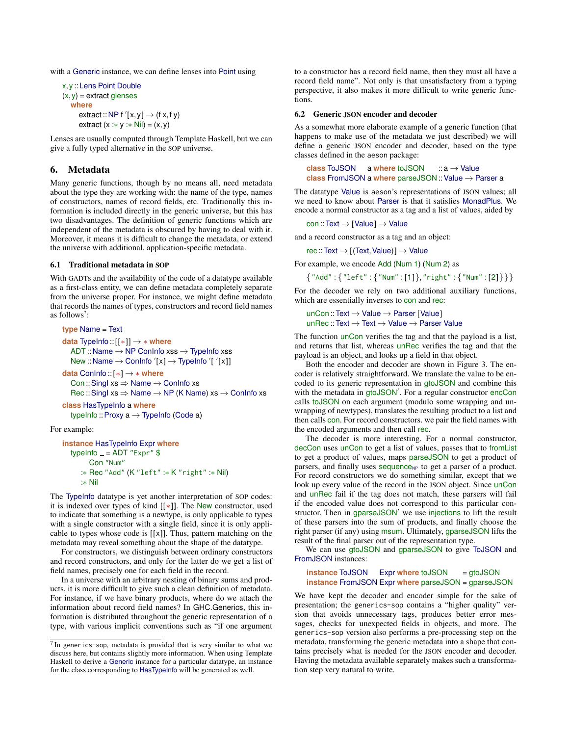with a Generic instance, we can define lenses into Point using

```
x, y :: Lens Point Double
(x, y) = extract glenses
  where
    extract :: NP f '[x, y] → (f x, f y)
    extract (x :* y :* Nil) = (x, y)
```

Lenses are usually computed through Template Haskell, but we can give a fully typed alternative in the SOP universe.

# 6. Metadata

Many generic functions, though by no means all, need metadata about the type they are working with: the name of the type, names of constructors, names of record fields, etc. Traditionally this information is included directly in the generic universe, but this has two disadvantages. The definition of generic functions which are independent of the metadata is obscured by having to deal with it. Moreover, it means it is difficult to change the metadata, or extend the universe with additional, application-specific metadata.

## 6.1 Traditional metadata in SOP

With GADTs and the availability of the code of a datatype available as a first-class entity, we can define metadata completely separate from the universe proper. For instance, we might define metadata that records the names of types, constructors and record field names as follows[7]:

```
type Name = Text
data TypeInfo :: [[*]] → * where
  ADT :: Name → NP ConInfo xss → TypeInfo xss
  New :: Name → ConInfo '[x] → TypeInfo '[ '[x]]
data ConInfo :: [*] → * where
  Con :: SingI xs ⇒ Name → ConInfo xs
  Rec :: SingI xs ⇒ Name → NP (K Name) xs → ConInfo xs
class HasTypeInfo a where
  typeInfo :: Proxy a → TypeInfo (Code a)
```

For example:

```
instance HasTypeInfo Expr where
  typeInfo _ = ADT "Expr" $
       Con "Num"
    :* Rec "Add" (K "left" :* K "right" :* Nil)
    :* Nil
```

The TypeInfo datatype is yet another interpretation of SOP codes: it is indexed over types of kind [[*]]. The New constructor, used to indicate that something is a newtype, is only applicable to types with a single constructor with a single field, since it is only applicable to types whose code is [[x]]. Thus, pattern matching on the metadata may reveal something about the shape of the datatype.

For constructors, we distinguish between ordinary constructors and record constructors, and only for the latter do we get a list of field names, precisely one for each field in the record.

In a universe with an arbitrary nesting of binary sums and products, it is more difficult to give such a clean definition of metadata. For instance, if we have binary products, where do we attach the information about record field names? In GHC.Generics, this information is distributed throughout the generic representation of a type, with various implicit conventions such as "if one argument to a constructor has a record field name, then they must all have a record field name". Not only is that unsatisfactory from a typing perspective, it also makes it more difficult to write generic functions.

## 6.2 Generic JSON encoder and decoder

As a somewhat more elaborate example of a generic function (that happens to make use of the metadata we just described) we will define a generic JSON encoder and decoder, based on the type classes defined in the aeson package:

```
class ToJSON   a where toJSON    :: a → Value
class FromJSON a where parseJSON :: Value → Parser a
```

The datatype Value is aeson's representations of JSON values; all we need to know about Parser is that it satisfies MonadPlus. We encode a normal constructor as a tag and a list of values, aided by

```
con :: Text → [Value] → Value
```

and a record constructor as a tag and an object:

```
rec :: Text → [(Text, Value)] → Value
```

For example, we encode Add (Num 1) (Num 2) as

```
{"Add" : {"left" : {"Num" : [1]}, "right" : {"Num" : [2]}}}
```

For the decoder we rely on two additional auxiliary functions, which are essentially inverses to con and rec:

```
unCon :: Text → Value → Parser [Value]
unRec :: Text → Text → Value → Parser Value
```

The function unCon verifies the tag and that the payload is a list, and returns that list, whereas unRec verifies the tag and that the payload is an object, and looks up a field in that object.

Both the encoder and decoder are shown in Figure 3. The encoder is relatively straightforward. We translate the value to be encoded to its generic representation in gtoJSON and combine this with the metadata in gtoJSON′. For a regular constructor encCon calls toJSON on each argument (modulo some wrapping and unwrapping of newtypes), translates the resulting product to a list and then calls con. For record constructors. we pair the field names with the encoded arguments and then call rec.

The decoder is more interesting. For a normal constructor, decCon uses unCon to get a list of values, passes that to fromList to get a product of values, maps parseJSON to get a product of parsers, and finally uses $sequence_{NP}$ to get a parser of a product. For record constructors we do something similar, except that we look up every value of the record in the JSON object. Since unCon and unRec fail if the tag does not match, these parsers will fail if the encoded value does not correspond to this particular constructor. Then in gparseJSON′ we use injections to lift the result of these parsers into the sum of products, and finally choose the right parser (if any) using msum. Ultimately, gparseJSON lifts the result of the final parser out of the representation type.

We can use gtoJSON and gparseJSON to give ToJSON and FromJSON instances:

```
instance ToJSON   Expr where toJSON    = gtoJSON
instance FromJSON Expr where parseJSON = gparseJSON
```

We have kept the decoder and encoder simple for the sake of presentation; the generics-sop contains a "higher quality" version that avoids unnecessary tags, produces better error messages, checks for unexpected fields in objects, and more. The generics-sop version also performs a pre-processing step on the metadata, transforming the generic metadata into a shape that contains precisely what is needed for the JSON encoder and decoder. Having the metadata available separately makes such a transformation step very natural to write.

[7] In generics-sop, metadata is provided that is very similar to what we discuss here, but contains slightly more information. When using Template Haskell to derive a Generic instance for a particular datatype, an instance for the class corresponding to HasTypeInfo will be generated as well.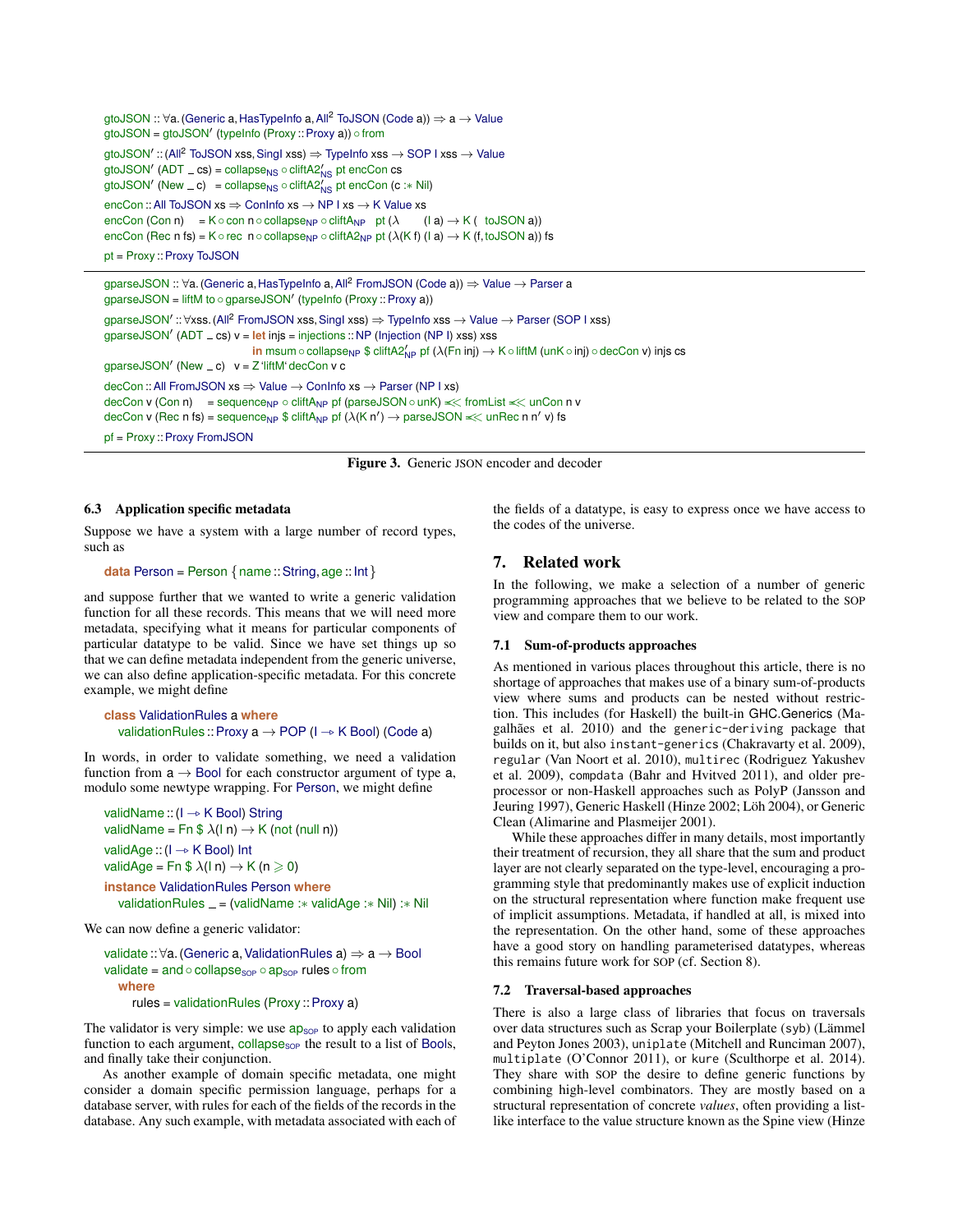```
gtoJSON :: ∀a. (Generic a, HasTypeInfo a, All² ToJSON (Code a)) ⇒ a → Value
gtoJSON = gtoJSON′ (typeInfo (Proxy :: Proxy a)) ∘ from

gtoJSON′ :: (All² ToJSON xss, SingI xss) ⇒ TypeInfo xss → SOP I xss → Value
gtoJSON′ (ADT _ cs) = collapse_NS ∘ cliftA2′_NS pt encCon cs
gtoJSON′ (New _ c)  = collapse_NS ∘ cliftA2′_NS pt encCon (c :* Nil)

encCon :: All ToJSON xs ⇒ ConInfo xs → NP I xs → K Value xs
encCon (Con n)    = K ∘ con n ∘ collapse_NP ∘ cliftA_NP  pt (λ     (I a) → K (  toJSON a))
encCon (Rec n fs) = K ∘ rec  n ∘ collapse_NP ∘ cliftA2_NP pt (λ(K f) (I a) → K (f, toJSON a)) fs

pt = Proxy :: Proxy ToJSON
```

```
gparseJSON :: ∀a. (Generic a, HasTypeInfo a, All² FromJSON (Code a)) ⇒ Value → Parser a
gparseJSON = liftM to ∘ gparseJSON′ (typeInfo (Proxy :: Proxy a))

gparseJSON′ :: ∀xss. (All² FromJSON xss, SingI xss) ⇒ TypeInfo xss → Value → Parser (SOP I xss)
gparseJSON′ (ADT _ cs) v = let injs = injections :: NP (Injection (NP I) xss) xss
                           in msum ∘ collapse_NP $ cliftA2′_NP pf (λ(Fn inj) → K ∘ liftM (unK ∘ inj) ∘ decCon v) injs cs
gparseJSON′ (New _ c)  v = Z ‘liftM‘ decCon v c

decCon :: All FromJSON xs ⇒ Value → ConInfo xs → Parser (NP I xs)
decCon v (Con n)    = sequence_NP ∘ cliftA_NP pf (parseJSON ∘ unK) ≪ fromList ≪ unCon n v
decCon v (Rec n fs) = sequence_NP $ cliftA_NP pf (λ(K n′) → parseJSON ≪ unRec n n′ v) fs

pf = Proxy :: Proxy FromJSON
```

**Figure 3.** Generic JSON encoder and decoder

### 6.3 Application specific metadata

Suppose we have a system with a large number of record types, such as

```
data Person = Person {name :: String, age :: Int}
```

and suppose further that we wanted to write a generic validation function for all these records. This means that we will need more metadata, specifying what it means for particular components of particular datatype to be valid. Since we have set things up so that we can define metadata independent from the generic universe, we can also define application-specific metadata. For this concrete example, we might define

```
class ValidationRules a where
  validationRules :: Proxy a → POP (I -⊸ K Bool) (Code a)
```

In words, in order to validate something, we need a validation function from a → Bool for each constructor argument of type a, modulo some newtype wrapping. For Person, we might define

```
validName :: (I -⊸ K Bool) String
validName = Fn $ λ(I n) → K (not (null n))

validAge :: (I -⊸ K Bool) Int
validAge = Fn $ λ(I n) → K (n ⩾ 0)

instance ValidationRules Person where
  validationRules _ = (validName :* validAge :* Nil) :* Nil
```

We can now define a generic validator:

```
validate :: ∀a. (Generic a, ValidationRules a) ⇒ a → Bool
validate = and ∘ collapse_SOP ∘ ap_SOP rules ∘ from
  where
    rules = validationRules (Proxy :: Proxy a)
```

The validator is very simple: we use $\mathsf{ap}_{\mathsf{SOP}}$ to apply each validation function to each argument, $\mathsf{collapse}_{\mathsf{SOP}}$ the result to a list of Bools, and finally take their conjunction.

As another example of domain specific metadata, one might consider a domain specific permission language, perhaps for a database server, with rules for each of the fields of the records in the database. Any such example, with metadata associated with each of the fields of a datatype, is easy to express once we have access to the codes of the universe.

## 7. Related work

In the following, we make a selection of a number of generic programming approaches that we believe to be related to the SOP view and compare them to our work.

### 7.1 Sum-of-products approaches

As mentioned in various places throughout this article, there is no shortage of approaches that makes use of a binary sum-of-products view where sums and products can be nested without restriction. This includes (for Haskell) the built-in GHC.Generics (Magalhães et al. 2010) and the `generic-deriving` package that builds on it, but also `instant-generics` (Chakravarty et al. 2009), `regular` (Van Noort et al. 2010), `multirec` (Rodriguez Yakushev et al. 2009), `compdata` (Bahr and Hvitved 2011), and older preprocessor or non-Haskell approaches such as PolyP (Jansson and Jeuring 1997), Generic Haskell (Hinze 2002; Löh 2004), or Generic Clean (Alimarine and Plasmeijer 2001).

While these approaches differ in many details, most importantly their treatment of recursion, they all share that the sum and product layer are not clearly separated on the type-level, encouraging a programming style that predominantly makes use of explicit induction on the structural representation where function make frequent use of implicit assumptions. Metadata, if handled at all, is mixed into the representation. On the other hand, some of these approaches have a good story on handling parameterised datatypes, whereas this remains future work for SOP (cf. Section 8).

### 7.2 Traversal-based approaches

There is also a large class of libraries that focus on traversals over data structures such as Scrap your Boilerplate (`syb`) (Lämmel and Peyton Jones 2003), `uniplate` (Mitchell and Runciman 2007), `multiplate` (O'Connor 2011), or `kure` (Sculthorpe et al. 2014). They share with SOP the desire to define generic functions by combining high-level combinators. They are mostly based on a structural representation of concrete *values*, often providing a list-like interface to the value structure known as the Spine view (Hinze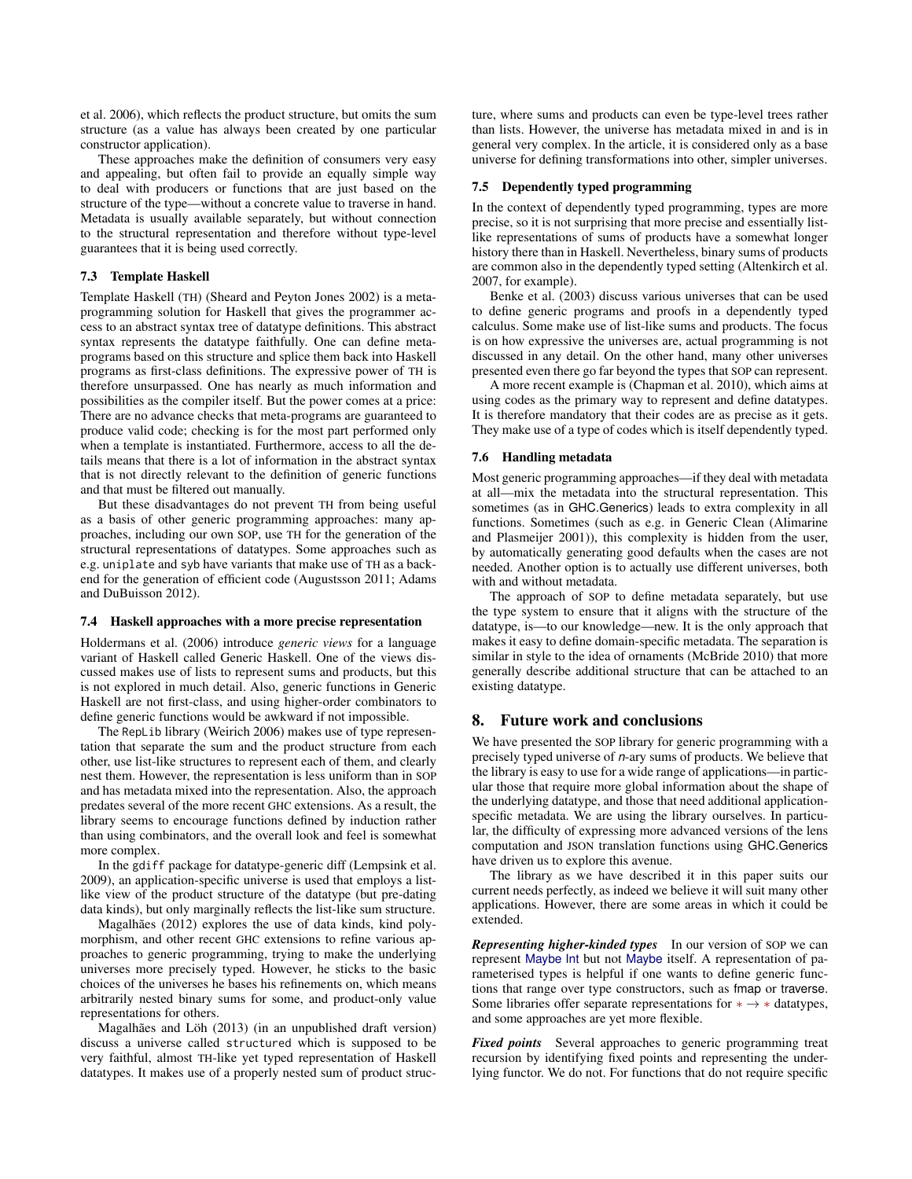et al. 2006), which reflects the product structure, but omits the sum structure (as a value has always been created by one particular constructor application).

These approaches make the definition of consumers very easy and appealing, but often fail to provide an equally simple way to deal with producers or functions that are just based on the structure of the type—without a concrete value to traverse in hand. Metadata is usually available separately, but without connection to the structural representation and therefore without type-level guarantees that it is being used correctly.

### 7.3 Template Haskell

Template Haskell (TH) (Sheard and Peyton Jones 2002) is a meta-programming solution for Haskell that gives the programmer access to an abstract syntax tree of datatype definitions. This abstract syntax represents the datatype faithfully. One can define meta-programs based on this structure and splice them back into Haskell programs as first-class definitions. The expressive power of TH is therefore unsurpassed. One has nearly as much information and possibilities as the compiler itself. But the power comes at a price: There are no advance checks that meta-programs are guaranteed to produce valid code; checking is for the most part performed only when a template is instantiated. Furthermore, access to all the details means that there is a lot of information in the abstract syntax that is not directly relevant to the definition of generic functions and that must be filtered out manually.

But these disadvantages do not prevent TH from being useful as a basis of other generic programming approaches: many approaches, including our own SOP, use TH for the generation of the structural representations of datatypes. Some approaches such as e.g. `uniplate` and `syb` have variants that make use of TH as a backend for the generation of efficient code (Augustsson 2011; Adams and DuBuisson 2012).

### 7.4 Haskell approaches with a more precise representation

Holdermans et al. (2006) introduce *generic views* for a language variant of Haskell called Generic Haskell. One of the views discussed makes use of lists to represent sums and products, but this is not explored in much detail. Also, generic functions in Generic Haskell are not first-class, and using higher-order combinators to define generic functions would be awkward if not impossible.

The `RepLib` library (Weirich 2006) makes use of type representation that separate the sum and the product structure from each other, use list-like structures to represent each of them, and clearly nest them. However, the representation is less uniform than in SOP and has metadata mixed into the representation. Also, the approach predates several of the more recent GHC extensions. As a result, the library seems to encourage functions defined by induction rather than using combinators, and the overall look and feel is somewhat more complex.

In the `gdiff` package for datatype-generic diff (Lempsink et al. 2009), an application-specific universe is used that employs a list-like view of the product structure of the datatype (but pre-dating data kinds), but only marginally reflects the list-like sum structure.

Magalhães (2012) explores the use of data kinds, kind polymorphism, and other recent GHC extensions to refine various approaches to generic programming, trying to make the underlying universes more precisely typed. However, he sticks to the basic choices of the universes he bases his refinements on, which means arbitrarily nested binary sums for some, and product-only value representations for others.

Magalhães and Löh (2013) (in an unpublished draft version) discuss a universe called `structured` which is supposed to be very faithful, almost TH-like yet typed representation of Haskell datatypes. It makes use of a properly nested sum of product structure, where sums and products can even be type-level trees rather than lists. However, the universe has metadata mixed in and is in general very complex. In the article, it is considered only as a base universe for defining transformations into other, simpler universes.

### 7.5 Dependently typed programming

In the context of dependently typed programming, types are more precise, so it is not surprising that more precise and essentially list-like representations of sums of products have a somewhat longer history there than in Haskell. Nevertheless, binary sums of products are common also in the dependently typed setting (Altenkirch et al. 2007, for example).

Benke et al. (2003) discuss various universes that can be used to define generic programs and proofs in a dependently typed calculus. Some make use of list-like sums and products. The focus is on how expressive the universes are, actual programming is not discussed in any detail. On the other hand, many other universes presented even there go far beyond the types that SOP can represent.

A more recent example is (Chapman et al. 2010), which aims at using codes as the primary way to represent and define datatypes. It is therefore mandatory that their codes are as precise as it gets. They make use of a type of codes which is itself dependently typed.

### 7.6 Handling metadata

Most generic programming approaches—if they deal with metadata at all—mix the metadata into the structural representation. This sometimes (as in GHC.Generics) leads to extra complexity in all functions. Sometimes (such as e.g. in Generic Clean (Alimarine and Plasmeijer 2001)), this complexity is hidden from the user, by automatically generating good defaults when the cases are not needed. Another option is to actually use different universes, both with and without metadata.

The approach of SOP to define metadata separately, but use the type system to ensure that it aligns with the structure of the datatype, is—to our knowledge—new. It is the only approach that makes it easy to define domain-specific metadata. The separation is similar in style to the idea of ornaments (McBride 2010) that more generally describe additional structure that can be attached to an existing datatype.

## 8. Future work and conclusions

We have presented the SOP library for generic programming with a precisely typed universe of $n$-ary sums of products. We believe that the library is easy to use for a wide range of applications—in particular those that require more global information about the shape of the underlying datatype, and those that need additional application-specific metadata. We are using the library ourselves. In particular, the difficulty of expressing more advanced versions of the lens computation and JSON translation functions using GHC.Generics have driven us to explore this avenue.

The library as we have described it in this paper suits our current needs perfectly, as indeed we believe it will suit many other applications. However, there are some areas in which it could be extended.

***Representing higher-kinded types*** In our version of SOP we can represent Maybe Int but not Maybe itself. A representation of parameterised types is helpful if one wants to define generic functions that range over type constructors, such as fmap or traverse. Some libraries offer separate representations for $* \to *$ datatypes, and some approaches are yet more flexible.

***Fixed points*** Several approaches to generic programming treat recursion by identifying fixed points and representing the underlying functor. We do not. For functions that do not require specific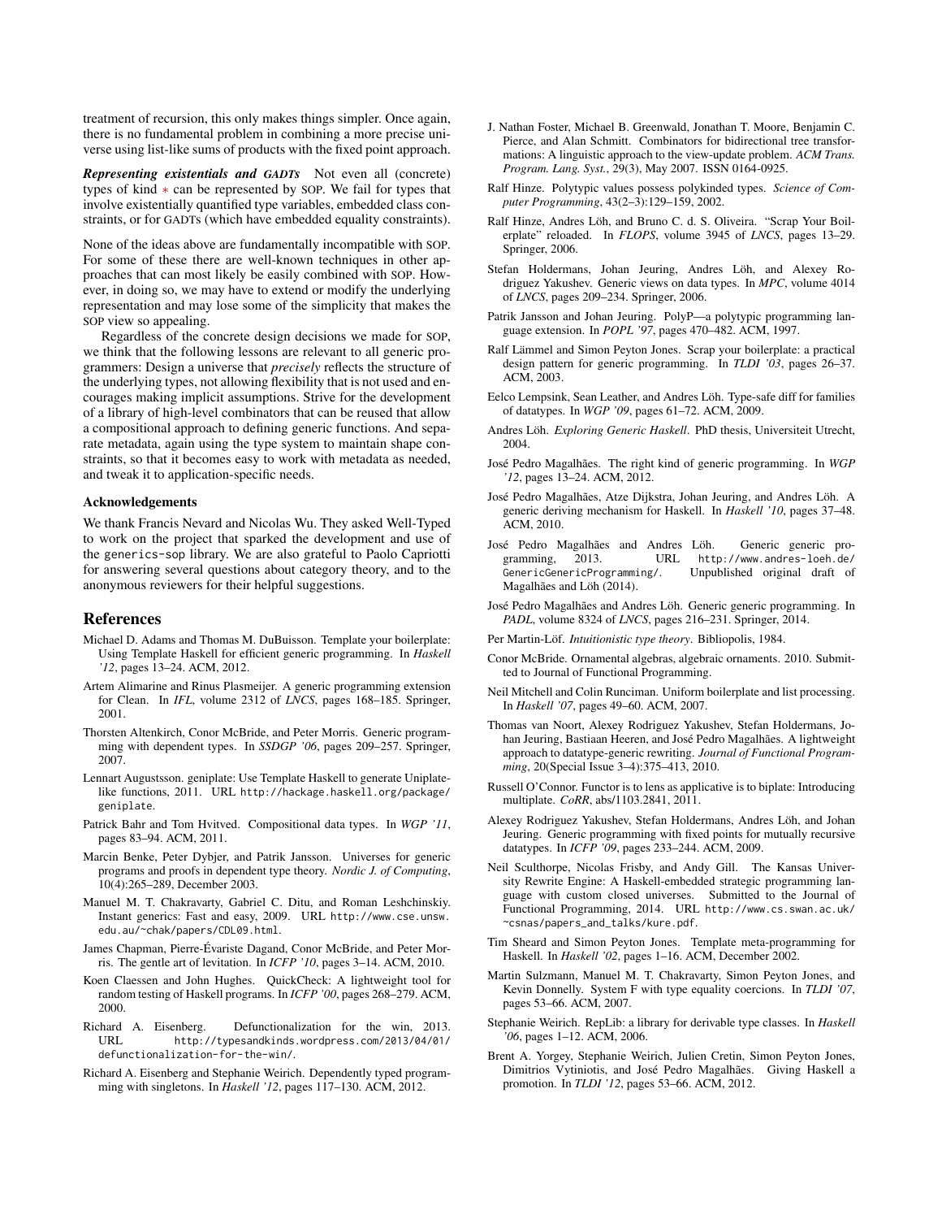treatment of recursion, this only makes things simpler. Once again, there is no fundamental problem in combining a more precise universe using list-like sums of products with the fixed point approach.

***Representing existentials and GADTs*** Not even all (concrete) types of kind $*$ can be represented by SOP. We fail for types that involve existentially quantified type variables, embedded class constraints, or for GADTs (which have embedded equality constraints).

None of the ideas above are fundamentally incompatible with SOP. For some of these there are well-known techniques in other approaches that can most likely be easily combined with SOP. However, in doing so, we may have to extend or modify the underlying representation and may lose some of the simplicity that makes the SOP view so appealing.

Regardless of the concrete design decisions we made for SOP, we think that the following lessons are relevant to all generic programmers: Design a universe that *precisely* reflects the structure of the underlying types, not allowing flexibility that is not used and encourages making implicit assumptions. Strive for the development of a library of high-level combinators that can be reused that allow a compositional approach to defining generic functions. And separate metadata, again using the type system to maintain shape constraints, so that it becomes easy to work with metadata as needed, and tweak it to application-specific needs.

### Acknowledgements

We thank Francis Nevard and Nicolas Wu. They asked Well-Typed to work on the project that sparked the development and use of the `generics-sop` library. We are also grateful to Paolo Capriotti for answering several questions about category theory, and to the anonymous reviewers for their helpful suggestions.

## References

Michael D. Adams and Thomas M. DuBuisson. Template your boilerplate: Using Template Haskell for efficient generic programming. In *Haskell '12*, pages 13–24. ACM, 2012.

Artem Alimarine and Rinus Plasmeijer. A generic programming extension for Clean. In *IFL*, volume 2312 of *LNCS*, pages 168–185. Springer, 2001.

Thorsten Altenkirch, Conor McBride, and Peter Morris. Generic programming with dependent types. In *SSDGP '06*, pages 209–257. Springer, 2007.

Lennart Augustsson. geniplate: Use Template Haskell to generate Uniplate-like functions, 2011. URL `http://hackage.haskell.org/package/geniplate`.

Patrick Bahr and Tom Hvitved. Compositional data types. In *WGP '11*, pages 83–94. ACM, 2011.

Marcin Benke, Peter Dybjer, and Patrik Jansson. Universes for generic programs and proofs in dependent type theory. *Nordic J. of Computing*, 10(4):265–289, December 2003.

Manuel M. T. Chakravarty, Gabriel C. Ditu, and Roman Leshchinskiy. Instant generics: Fast and easy, 2009. URL `http://www.cse.unsw.edu.au/~chak/papers/CDL09.html`.

James Chapman, Pierre-Évariste Dagand, Conor McBride, and Peter Morris. The gentle art of levitation. In *ICFP '10*, pages 3–14. ACM, 2010.

Koen Claessen and John Hughes. QuickCheck: A lightweight tool for random testing of Haskell programs. In *ICFP '00*, pages 268–279. ACM, 2000.

Richard A. Eisenberg. Defunctionalization for the win, 2013. URL `http://typesandkinds.wordpress.com/2013/04/01/defunctionalization-for-the-win/`.

Richard A. Eisenberg and Stephanie Weirich. Dependently typed programming with singletons. In *Haskell '12*, pages 117–130. ACM, 2012.

J. Nathan Foster, Michael B. Greenwald, Jonathan T. Moore, Benjamin C. Pierce, and Alan Schmitt. Combinators for bidirectional tree transformations: A linguistic approach to the view-update problem. *ACM Trans. Program. Lang. Syst.*, 29(3), May 2007. ISSN 0164-0925.

Ralf Hinze. Polytypic values possess polykinded types. *Science of Computer Programming*, 43(2–3):129–159, 2002.

Ralf Hinze, Andres Löh, and Bruno C. d. S. Oliveira. "Scrap Your Boilerplate" reloaded. In *FLOPS*, volume 3945 of *LNCS*, pages 13–29. Springer, 2006.

Stefan Holdermans, Johan Jeuring, Andres Löh, and Alexey Rodriguez Yakushev. Generic views on data types. In *MPC*, volume 4014 of *LNCS*, pages 209–234. Springer, 2006.

Patrik Jansson and Johan Jeuring. PolyP—a polytypic programming language extension. In *POPL '97*, pages 470–482. ACM, 1997.

Ralf Lämmel and Simon Peyton Jones. Scrap your boilerplate: a practical design pattern for generic programming. In *TLDI '03*, pages 26–37. ACM, 2003.

Eelco Lempsink, Sean Leather, and Andres Löh. Type-safe diff for families of datatypes. In *WGP '09*, pages 61–72. ACM, 2009.

Andres Löh. *Exploring Generic Haskell*. PhD thesis, Universiteit Utrecht, 2004.

José Pedro Magalhães. The right kind of generic programming. In *WGP '12*, pages 13–24. ACM, 2012.

José Pedro Magalhães, Atze Dijkstra, Johan Jeuring, and Andres Löh. A generic deriving mechanism for Haskell. In *Haskell '10*, pages 37–48. ACM, 2010.

José Pedro Magalhães and Andres Löh. Generic generic programming, 2013. URL `http://www.andres-loeh.de/GenericGenericProgramming/`. Unpublished original draft of Magalhães and Löh (2014).

José Pedro Magalhães and Andres Löh. Generic generic programming. In *PADL*, volume 8324 of *LNCS*, pages 216–231. Springer, 2014.

Per Martin-Löf. *Intuitionistic type theory*. Bibliopolis, 1984.

Conor McBride. Ornamental algebras, algebraic ornaments. 2010. Submitted to Journal of Functional Programming.

Neil Mitchell and Colin Runciman. Uniform boilerplate and list processing. In *Haskell '07*, pages 49–60. ACM, 2007.

Thomas van Noort, Alexey Rodriguez Yakushev, Stefan Holdermans, Johan Jeuring, Bastiaan Heeren, and José Pedro Magalhães. A lightweight approach to datatype-generic rewriting. *Journal of Functional Programming*, 20(Special Issue 3–4):375–413, 2010.

Russell O'Connor. Functor is to lens as applicative is to biplate: Introducing multiplate. *CoRR*, abs/1103.2841, 2011.

Alexey Rodriguez Yakushev, Stefan Holdermans, Andres Löh, and Johan Jeuring. Generic programming with fixed points for mutually recursive datatypes. In *ICFP '09*, pages 233–244. ACM, 2009.

Neil Sculthorpe, Nicolas Frisby, and Andy Gill. The Kansas University Rewrite Engine: A Haskell-embedded strategic programming language with custom closed universes. Submitted to the Journal of Functional Programming, 2014. URL `http://www.cs.swan.ac.uk/~csnas/papers_and_talks/kure.pdf`.

Tim Sheard and Simon Peyton Jones. Template meta-programming for Haskell. In *Haskell '02*, pages 1–16. ACM, December 2002.

Martin Sulzmann, Manuel M. T. Chakravarty, Simon Peyton Jones, and Kevin Donnelly. System F with type equality coercions. In *TLDI '07*, pages 53–66. ACM, 2007.

Stephanie Weirich. RepLib: a library for derivable type classes. In *Haskell '06*, pages 1–12. ACM, 2006.

Brent A. Yorgey, Stephanie Weirich, Julien Cretin, Simon Peyton Jones, Dimitrios Vytiniotis, and José Pedro Magalhães. Giving Haskell a promotion. In *TLDI '12*, pages 53–66. ACM, 2012.